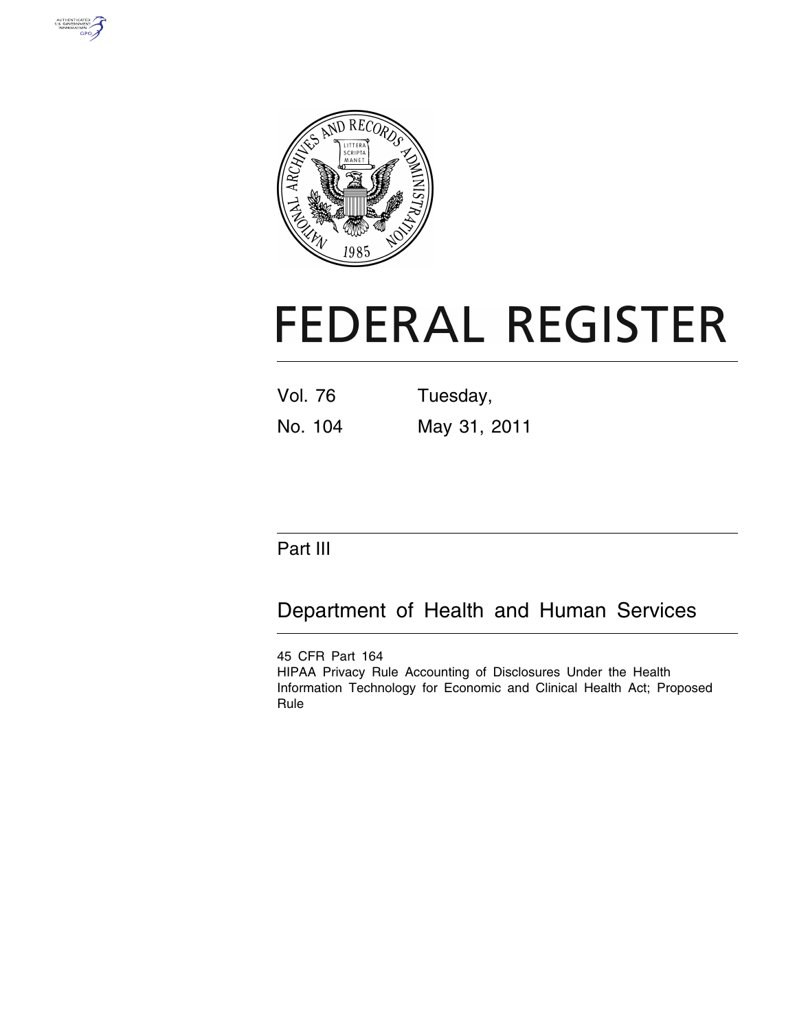# FEDERAL REGISTER

Vol. 76 Tuesday,

No. 104 May 31, 2011

## Part III

## Department of Health and Human Services

45 CFR Part 164

HIPAA Privacy Rule Accounting of Disclosures Under the Health Information Technology for Economic and Clinical Health Act; Proposed Rule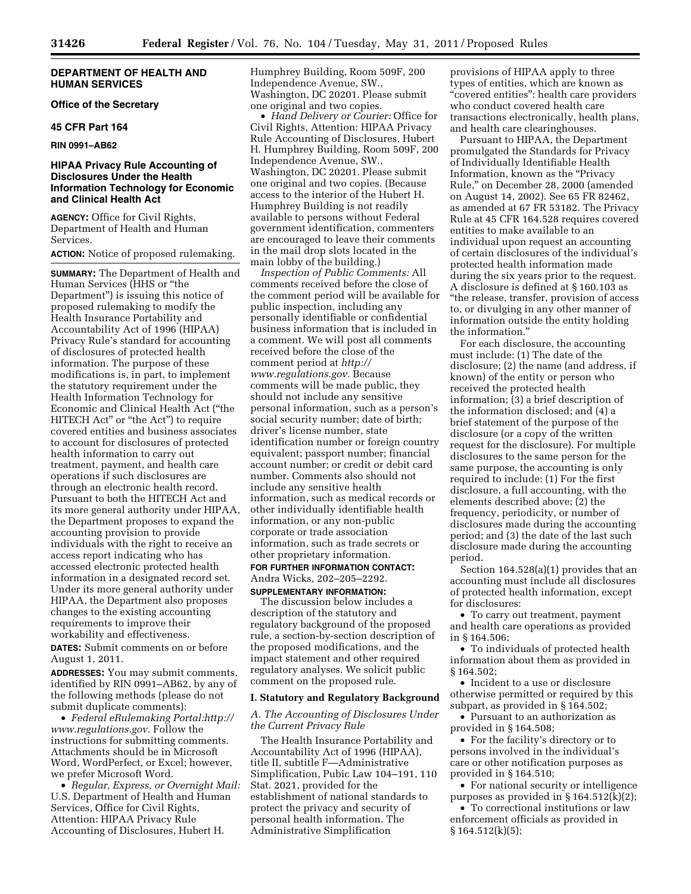**DEPARTMENT OF HEALTH AND HUMAN SERVICES**

**Office of the Secretary**

**45 CFR Part 164**

**RIN 0991–AB62**

## HIPAA Privacy Rule Accounting of Disclosures Under the Health Information Technology for Economic and Clinical Health Act

**AGENCY:** Office for Civil Rights, Department of Health and Human Services.

**ACTION:** Notice of proposed rulemaking.

**SUMMARY:** The Department of Health and Human Services (HHS or "the Department") is issuing this notice of proposed rulemaking to modify the Health Insurance Portability and Accountability Act of 1996 (HIPAA) Privacy Rule's standard for accounting of disclosures of protected health information. The purpose of these modifications is, in part, to implement the statutory requirement under the Health Information Technology for Economic and Clinical Health Act ("the HITECH Act" or "the Act") to require covered entities and business associates to account for disclosures of protected health information to carry out treatment, payment, and health care operations if such disclosures are through an electronic health record. Pursuant to both the HITECH Act and its more general authority under HIPAA, the Department proposes to expand the accounting provision to provide individuals with the right to receive an access report indicating who has accessed electronic protected health information in a designated record set. Under its more general authority under HIPAA, the Department also proposes changes to the existing accounting requirements to improve their workability and effectiveness.

**DATES:** Submit comments on or before August 1, 2011.

**ADDRESSES:** You may submit comments, identified by RIN 0991–AB62, by any of the following methods (please do not submit duplicate comments):

- *Federal eRulemaking Portal:http://www.regulations.gov*. Follow the instructions for submitting comments. Attachments should be in Microsoft Word, WordPerfect, or Excel; however, we prefer Microsoft Word.
- *Regular, Express, or Overnight Mail:* U.S. Department of Health and Human Services, Office for Civil Rights, Attention: HIPAA Privacy Rule Accounting of Disclosures, Hubert H. Humphrey Building, Room 509F, 200 Independence Avenue, SW., Washington, DC 20201. Please submit one original and two copies.
- *Hand Delivery or Courier:* Office for Civil Rights, Attention: HIPAA Privacy Rule Accounting of Disclosures, Hubert H. Humphrey Building, Room 509F, 200 Independence Avenue, SW., Washington, DC 20201. Please submit one original and two copies. (Because access to the interior of the Hubert H. Humphrey Building is not readily available to persons without Federal government identification, commenters are encouraged to leave their comments in the mail drop slots located in the main lobby of the building.)

*Inspection of Public Comments:* All comments received before the close of the comment period will be available for public inspection, including any personally identifiable or confidential business information that is included in a comment. We will post all comments received before the close of the comment period at *http://www.regulations.gov*. Because comments will be made public, they should not include any sensitive personal information, such as a person's social security number; date of birth; driver's license number, state identification number or foreign country equivalent; passport number; financial account number; or credit or debit card number. Comments also should not include any sensitive health information, such as medical records or other individually identifiable health information, or any non-public corporate or trade association information, such as trade secrets or other proprietary information.

**FOR FURTHER INFORMATION CONTACT:** Andra Wicks, 202–205–2292.

**SUPPLEMENTARY INFORMATION:**

The discussion below includes a description of the statutory and regulatory background of the proposed rule, a section-by-section description of the proposed modifications, and the impact statement and other required regulatory analyses. We solicit public comment on the proposed rule.

## I. Statutory and Regulatory Background

### *A. The Accounting of Disclosures Under the Current Privacy Rule*

The Health Insurance Portability and Accountability Act of 1996 (HIPAA), title II, subtitle F—Administrative Simplification, Pubic Law 104–191, 110 Stat. 2021, provided for the establishment of national standards to protect the privacy and security of personal health information. The Administrative Simplification provisions of HIPAA apply to three types of entities, which are known as "covered entities": health care providers who conduct covered health care transactions electronically, health plans, and health care clearinghouses.

Pursuant to HIPAA, the Department promulgated the Standards for Privacy of Individually Identifiable Health Information, known as the "Privacy Rule," on December 28, 2000 (amended on August 14, 2002). See 65 FR 82462, as amended at 67 FR 53182. The Privacy Rule at 45 CFR 164.528 requires covered entities to make available to an individual upon request an accounting of certain disclosures of the individual's protected health information made during the six years prior to the request. A disclosure is defined at § 160.103 as "the release, transfer, provision of access to, or divulging in any other manner of information outside the entity holding the information."

For each disclosure, the accounting must include: (1) The date of the disclosure; (2) the name (and address, if known) of the entity or person who received the protected health information; (3) a brief description of the information disclosed; and (4) a brief statement of the purpose of the disclosure (or a copy of the written request for the disclosure). For multiple disclosures to the same person for the same purpose, the accounting is only required to include: (1) For the first disclosure, a full accounting, with the elements described above; (2) the frequency, periodicity, or number of disclosures made during the accounting period; and (3) the date of the last such disclosure made during the accounting period.

Section 164.528(a)(1) provides that an accounting must include all disclosures of protected health information, except for disclosures:

- To carry out treatment, payment and health care operations as provided in § 164.506;
- To individuals of protected health information about them as provided in § 164.502;
- Incident to a use or disclosure otherwise permitted or required by this subpart, as provided in § 164.502;
- Pursuant to an authorization as provided in § 164.508;
- For the facility's directory or to persons involved in the individual's care or other notification purposes as provided in § 164.510;
- For national security or intelligence purposes as provided in § 164.512(k)(2);
- To correctional institutions or law enforcement officials as provided in § 164.512(k)(5);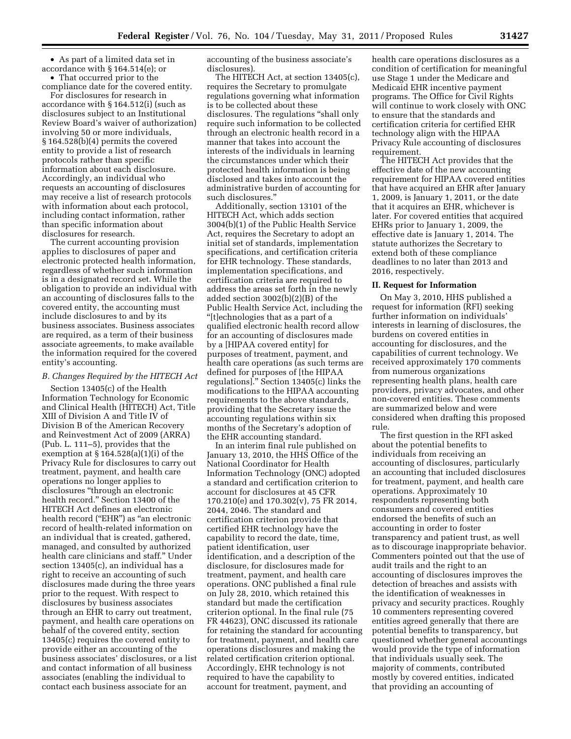- As part of a limited data set in accordance with § 164.514(e); or
- That occurred prior to the compliance date for the covered entity.

For disclosures for research in accordance with § 164.512(i) (such as disclosures subject to an Institutional Review Board's waiver of authorization) involving 50 or more individuals, § 164.528(b)(4) permits the covered entity to provide a list of research protocols rather than specific information about each disclosure. Accordingly, an individual who requests an accounting of disclosures may receive a list of research protocols with information about each protocol, including contact information, rather than specific information about disclosures for research.

The current accounting provision applies to disclosures of paper and electronic protected health information, regardless of whether such information is in a designated record set. While the obligation to provide an individual with an accounting of disclosures falls to the covered entity, the accounting must include disclosures to and by its business associates. Business associates are required, as a term of their business associate agreements, to make available the information required for the covered entity's accounting.

### *B. Changes Required by the HITECH Act*

Section 13405(c) of the Health Information Technology for Economic and Clinical Health (HITECH) Act, Title XIII of Division A and Title IV of Division B of the American Recovery and Reinvestment Act of 2009 (ARRA) (Pub. L. 111–5), provides that the exemption at § 164.528(a)(1)(i) of the Privacy Rule for disclosures to carry out treatment, payment, and health care operations no longer applies to disclosures "through an electronic health record." Section 13400 of the HITECH Act defines an electronic health record ("EHR") as "an electronic record of health-related information on an individual that is created, gathered, managed, and consulted by authorized health care clinicians and staff." Under section 13405(c), an individual has a right to receive an accounting of such disclosures made during the three years prior to the request. With respect to disclosures by business associates through an EHR to carry out treatment, payment, and health care operations on behalf of the covered entity, section 13405(c) requires the covered entity to provide either an accounting of the business associates' disclosures, or a list and contact information of all business associates (enabling the individual to contact each business associate for an accounting of the business associate's disclosures).

The HITECH Act, at section 13405(c), requires the Secretary to promulgate regulations governing what information is to be collected about these disclosures. The regulations "shall only require such information to be collected through an electronic health record in a manner that takes into account the interests of the individuals in learning the circumstances under which their protected health information is being disclosed and takes into account the administrative burden of accounting for such disclosures."

Additionally, section 13101 of the HITECH Act, which adds section 3004(b)(1) of the Public Health Service Act, requires the Secretary to adopt an initial set of standards, implementation specifications, and certification criteria for EHR technology. These standards, implementation specifications, and certification criteria are required to address the areas set forth in the newly added section 3002(b)(2)(B) of the Public Health Service Act, including the "[t]echnologies that as a part of a qualified electronic health record allow for an accounting of disclosures made by a [HIPAA covered entity] for purposes of treatment, payment, and health care operations (as such terms are defined for purposes of [the HIPAA regulations]." Section 13405(c) links the modifications to the HIPAA accounting requirements to the above standards, providing that the Secretary issue the accounting regulations within six months of the Secretary's adoption of the EHR accounting standard.

In an interim final rule published on January 13, 2010, the HHS Office of the National Coordinator for Health Information Technology (ONC) adopted a standard and certification criterion to account for disclosures at 45 CFR 170.210(e) and 170.302(v), 75 FR 2014, 2044, 2046. The standard and certification criterion provide that certified EHR technology have the capability to record the date, time, patient identification, user identification, and a description of the disclosure, for disclosures made for treatment, payment, and health care operations. ONC published a final rule on July 28, 2010, which retained this standard but made the certification criterion optional. In the final rule (75 FR 44623), ONC discussed its rationale for retaining the standard for accounting for treatment, payment, and health care operations disclosures and making the related certification criterion optional. Accordingly, EHR technology is not required to have the capability to account for treatment, payment, and health care operations disclosures as a condition of certification for meaningful use Stage 1 under the Medicare and Medicaid EHR incentive payment programs. The Office for Civil Rights will continue to work closely with ONC to ensure that the standards and certification criteria for certified EHR technology align with the HIPAA Privacy Rule accounting of disclosures requirement.

The HITECH Act provides that the effective date of the new accounting requirement for HIPAA covered entities that have acquired an EHR after January 1, 2009, is January 1, 2011, or the date that it acquires an EHR, whichever is later. For covered entities that acquired EHRs prior to January 1, 2009, the effective date is January 1, 2014. The statute authorizes the Secretary to extend both of these compliance deadlines to no later than 2013 and 2016, respectively.

## II. Request for Information

On May 3, 2010, HHS published a request for information (RFI) seeking further information on individuals' interests in learning of disclosures, the burdens on covered entities in accounting for disclosures, and the capabilities of current technology. We received approximately 170 comments from numerous organizations representing health plans, health care providers, privacy advocates, and other non-covered entities. These comments are summarized below and were considered when drafting this proposed rule.

The first question in the RFI asked about the potential benefits to individuals from receiving an accounting of disclosures, particularly an accounting that included disclosures for treatment, payment, and health care operations. Approximately 10 respondents representing both consumers and covered entities endorsed the benefits of such an accounting in order to foster transparency and patient trust, as well as to discourage inappropriate behavior. Commenters pointed out that the use of audit trails and the right to an accounting of disclosures improves the detection of breaches and assists with the identification of weaknesses in privacy and security practices. Roughly 10 commenters representing covered entities agreed generally that there are potential benefits to transparency, but questioned whether general accountings would provide the type of information that individuals usually seek. The majority of comments, contributed mostly by covered entities, indicated that providing an accounting of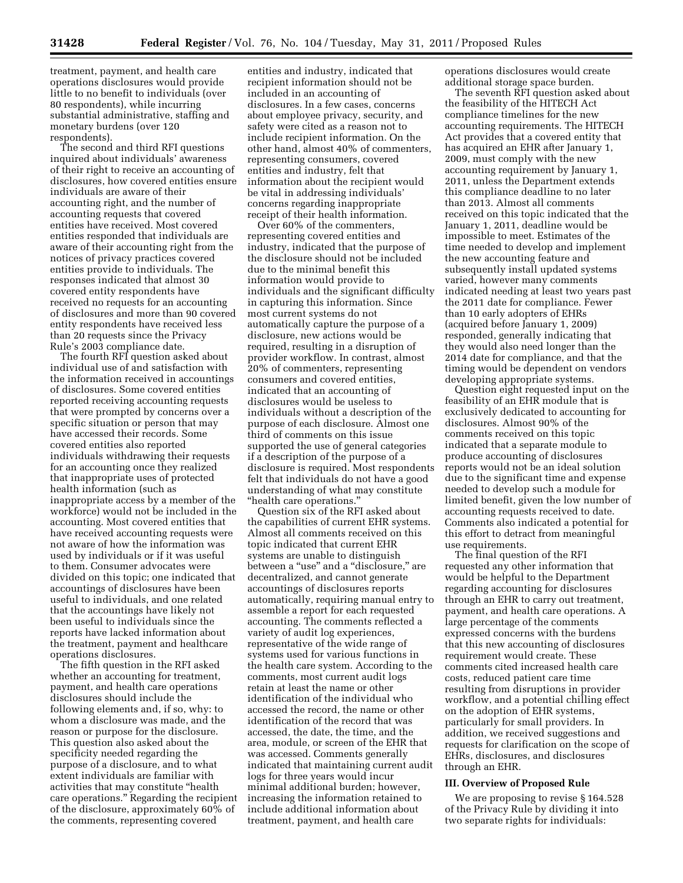treatment, payment, and health care operations disclosures would provide little to no benefit to individuals (over 80 respondents), while incurring substantial administrative, staffing and monetary burdens (over 120 respondents).

The second and third RFI questions inquired about individuals' awareness of their right to receive an accounting of disclosures, how covered entities ensure individuals are aware of their accounting right, and the number of accounting requests that covered entities have received. Most covered entities responded that individuals are aware of their accounting right from the notices of privacy practices covered entities provide to individuals. The responses indicated that almost 30 covered entity respondents have received no requests for an accounting of disclosures and more than 90 covered entity respondents have received less than 20 requests since the Privacy Rule's 2003 compliance date.

The fourth RFI question asked about individual use of and satisfaction with the information received in accountings of disclosures. Some covered entities reported receiving accounting requests that were prompted by concerns over a specific situation or person that may have accessed their records. Some covered entities also reported individuals withdrawing their requests for an accounting once they realized that inappropriate uses of protected health information (such as inappropriate access by a member of the workforce) would not be included in the accounting. Most covered entities that have received accounting requests were not aware of how the information was used by individuals or if it was useful to them. Consumer advocates were divided on this topic; one indicated that accountings of disclosures have been useful to individuals, and one related that the accountings have likely not been useful to individuals since the reports have lacked information about the treatment, payment and healthcare operations disclosures.

The fifth question in the RFI asked whether an accounting for treatment, payment, and health care operations disclosures should include the following elements and, if so, why: to whom a disclosure was made, and the reason or purpose for the disclosure. This question also asked about the specificity needed regarding the purpose of a disclosure, and to what extent individuals are familiar with activities that may constitute "health care operations." Regarding the recipient of the disclosure, approximately 60% of the comments, representing covered entities and industry, indicated that recipient information should not be included in an accounting of disclosures. In a few cases, concerns about employee privacy, security, and safety were cited as a reason not to include recipient information. On the other hand, almost 40% of commenters, representing consumers, covered entities and industry, felt that information about the recipient would be vital in addressing individuals' concerns regarding inappropriate receipt of their health information.

Over 60% of the commenters, representing covered entities and industry, indicated that the purpose of the disclosure should not be included due to the minimal benefit this information would provide to individuals and the significant difficulty in capturing this information. Since most current systems do not automatically capture the purpose of a disclosure, new actions would be required, resulting in a disruption of provider workflow. In contrast, almost 20% of commenters, representing consumers and covered entities, indicated that an accounting of disclosures would be useless to individuals without a description of the purpose of each disclosure. Almost one third of comments on this issue supported the use of general categories if a description of the purpose of a disclosure is required. Most respondents felt that individuals do not have a good understanding of what may constitute "health care operations."

Question six of the RFI asked about the capabilities of current EHR systems. Almost all comments received on this topic indicated that current EHR systems are unable to distinguish between a "use" and a "disclosure," are decentralized, and cannot generate accountings of disclosures reports automatically, requiring manual entry to assemble a report for each requested accounting. The comments reflected a variety of audit log experiences, representative of the wide range of systems used for various functions in the health care system. According to the comments, most current audit logs retain at least the name or other identification of the individual who accessed the record, the name or other identification of the record that was accessed, the date, the time, and the area, module, or screen of the EHR that was accessed. Comments generally indicated that maintaining current audit logs for three years would incur minimal additional burden; however, increasing the information retained to include additional information about treatment, payment, and health care operations disclosures would create additional storage space burden.

The seventh RFI question asked about the feasibility of the HITECH Act compliance timelines for the new accounting requirements. The HITECH Act provides that a covered entity that has acquired an EHR after January 1, 2009, must comply with the new accounting requirement by January 1, 2011, unless the Department extends this compliance deadline to no later than 2013. Almost all comments received on this topic indicated that the January 1, 2011, deadline would be impossible to meet. Estimates of the time needed to develop and implement the new accounting feature and subsequently install updated systems varied, however many comments indicated needing at least two years past the 2011 date for compliance. Fewer than 10 early adopters of EHRs (acquired before January 1, 2009) responded, generally indicating that they would also need longer than the 2014 date for compliance, and that the timing would be dependent on vendors developing appropriate systems.

Question eight requested input on the feasibility of an EHR module that is exclusively dedicated to accounting for disclosures. Almost 90% of the comments received on this topic indicated that a separate module to produce accounting of disclosures reports would not be an ideal solution due to the significant time and expense needed to develop such a module for limited benefit, given the low number of accounting requests received to date. Comments also indicated a potential for this effort to detract from meaningful use requirements.

The final question of the RFI requested any other information that would be helpful to the Department regarding accounting for disclosures through an EHR to carry out treatment, payment, and health care operations. A large percentage of the comments expressed concerns with the burdens that this new accounting of disclosures requirement would create. These comments cited increased health care costs, reduced patient care time resulting from disruptions in provider workflow, and a potential chilling effect on the adoption of EHR systems, particularly for small providers. In addition, we received suggestions and requests for clarification on the scope of EHRs, disclosures, and disclosures through an EHR.

## III. Overview of Proposed Rule

We are proposing to revise § 164.528 of the Privacy Rule by dividing it into two separate rights for individuals: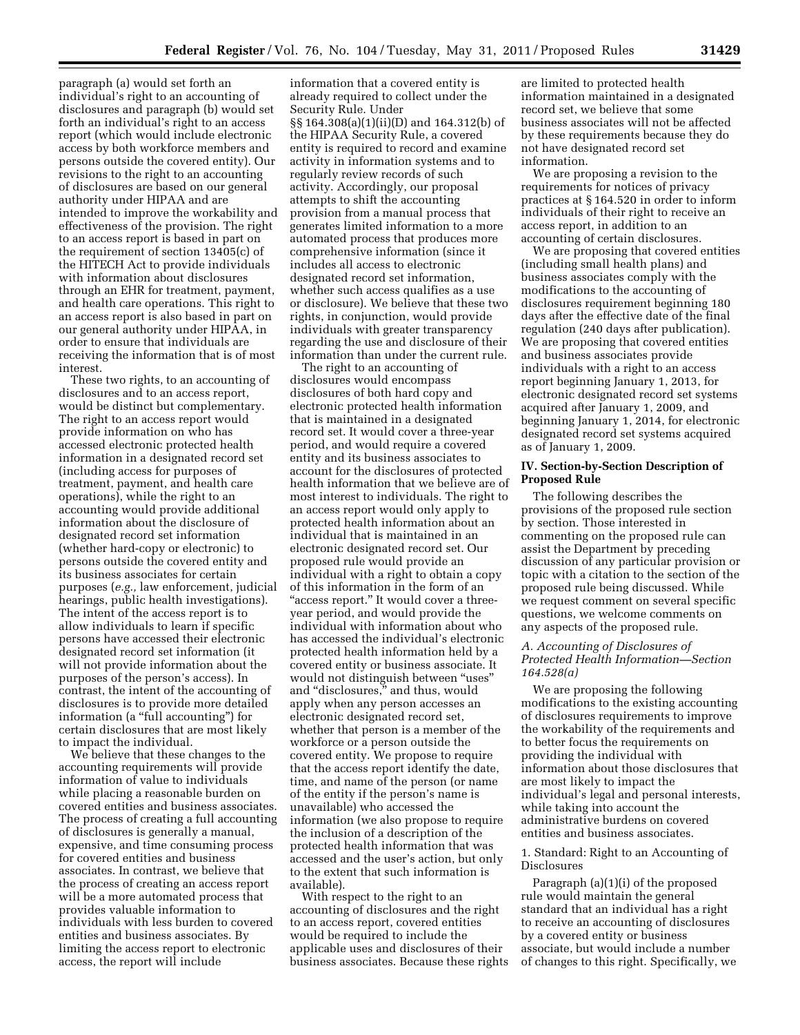paragraph (a) would set forth an individual's right to an accounting of disclosures and paragraph (b) would set forth an individual's right to an access report (which would include electronic access by both workforce members and persons outside the covered entity). Our revisions to the right to an accounting of disclosures are based on our general authority under HIPAA and are intended to improve the workability and effectiveness of the provision. The right to an access report is based in part on the requirement of section 13405(c) of the HITECH Act to provide individuals with information about disclosures through an EHR for treatment, payment, and health care operations. This right to an access report is also based in part on our general authority under HIPAA, in order to ensure that individuals are receiving the information that is of most interest.

These two rights, to an accounting of disclosures and to an access report, would be distinct but complementary. The right to an access report would provide information on who has accessed electronic protected health information in a designated record set (including access for purposes of treatment, payment, and health care operations), while the right to an accounting would provide additional information about the disclosure of designated record set information (whether hard-copy or electronic) to persons outside the covered entity and its business associates for certain purposes (*e.g.,* law enforcement, judicial hearings, public health investigations). The intent of the access report is to allow individuals to learn if specific persons have accessed their electronic designated record set information (it will not provide information about the purposes of the person's access). In contrast, the intent of the accounting of disclosures is to provide more detailed information (a "full accounting") for certain disclosures that are most likely to impact the individual.

We believe that these changes to the accounting requirements will provide information of value to individuals while placing a reasonable burden on covered entities and business associates. The process of creating a full accounting of disclosures is generally a manual, expensive, and time consuming process for covered entities and business associates. In contrast, we believe that the process of creating an access report will be a more automated process that provides valuable information to individuals with less burden to covered entities and business associates. By limiting the access report to electronic access, the report will include information that a covered entity is already required to collect under the Security Rule. Under §§ 164.308(a)(1)(ii)(D) and 164.312(b) of the HIPAA Security Rule, a covered entity is required to record and examine activity in information systems and to regularly review records of such activity. Accordingly, our proposal attempts to shift the accounting provision from a manual process that generates limited information to a more automated process that produces more comprehensive information (since it includes all access to electronic designated record set information, whether such access qualifies as a use or disclosure). We believe that these two rights, in conjunction, would provide individuals with greater transparency regarding the use and disclosure of their information than under the current rule.

The right to an accounting of disclosures would encompass disclosures of both hard copy and electronic protected health information that is maintained in a designated record set. It would cover a three-year period, and would require a covered entity and its business associates to account for the disclosures of protected health information that we believe are of most interest to individuals. The right to an access report would only apply to protected health information about an individual that is maintained in an electronic designated record set. Our proposed rule would provide an individual with a right to obtain a copy of this information in the form of an "access report." It would cover a three-year period, and would provide the individual with information about who has accessed the individual's electronic protected health information held by a covered entity or business associate. It would not distinguish between "uses" and "disclosures," and thus, would apply when any person accesses an electronic designated record set, whether that person is a member of the workforce or a person outside the covered entity. We propose to require that the access report identify the date, time, and name of the person (or name of the entity if the person's name is unavailable) who accessed the information (we also propose to require the inclusion of a description of the protected health information that was accessed and the user's action, but only to the extent that such information is available).

With respect to the right to an accounting of disclosures and the right to an access report, covered entities would be required to include the applicable uses and disclosures of their business associates. Because these rights are limited to protected health information maintained in a designated record set, we believe that some business associates will not be affected by these requirements because they do not have designated record set information.

We are proposing a revision to the requirements for notices of privacy practices at § 164.520 in order to inform individuals of their right to receive an access report, in addition to an accounting of certain disclosures.

We are proposing that covered entities (including small health plans) and business associates comply with the modifications to the accounting of disclosures requirement beginning 180 days after the effective date of the final regulation (240 days after publication). We are proposing that covered entities and business associates provide individuals with a right to an access report beginning January 1, 2013, for electronic designated record set systems acquired after January 1, 2009, and beginning January 1, 2014, for electronic designated record set systems acquired as of January 1, 2009.

## IV. Section-by-Section Description of Proposed Rule

The following describes the provisions of the proposed rule section by section. Those interested in commenting on the proposed rule can assist the Department by preceding discussion of any particular provision or topic with a citation to the section of the proposed rule being discussed. While we request comment on several specific questions, we welcome comments on any aspects of the proposed rule.

### *A. Accounting of Disclosures of Protected Health Information—Section 164.528(a)*

We are proposing the following modifications to the existing accounting of disclosures requirements to improve the workability of the requirements and to better focus the requirements on providing the individual with information about those disclosures that are most likely to impact the individual's legal and personal interests, while taking into account the administrative burdens on covered entities and business associates.

#### 1. Standard: Right to an Accounting of Disclosures

Paragraph (a)(1)(i) of the proposed rule would maintain the general standard that an individual has a right to receive an accounting of disclosures by a covered entity or business associate, but would include a number of changes to this right. Specifically, we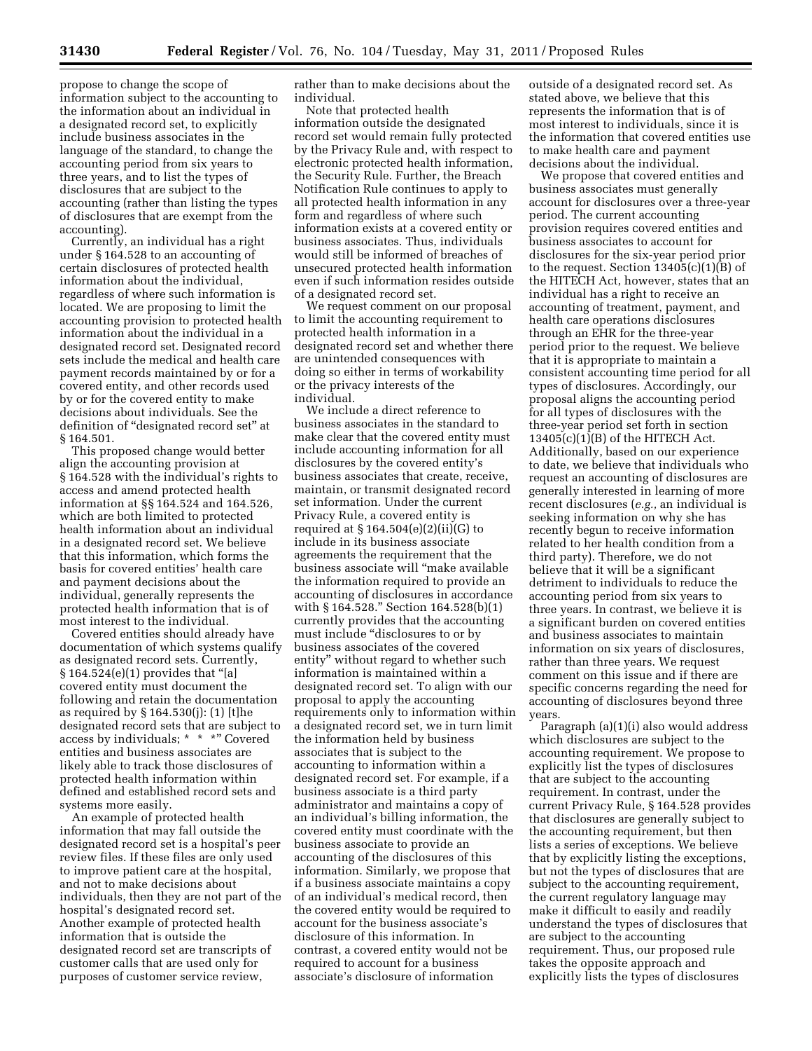propose to change the scope of information subject to the accounting to the information about an individual in a designated record set, to explicitly include business associates in the language of the standard, to change the accounting period from six years to three years, and to list the types of disclosures that are subject to the accounting (rather than listing the types of disclosures that are exempt from the accounting).

Currently, an individual has a right under § 164.528 to an accounting of certain disclosures of protected health information about the individual, regardless of where such information is located. We are proposing to limit the accounting provision to protected health information about the individual in a designated record set. Designated record sets include the medical and health care payment records maintained by or for a covered entity, and other records used by or for the covered entity to make decisions about individuals. See the definition of "designated record set" at § 164.501.

This proposed change would better align the accounting provision at § 164.528 with the individual's rights to access and amend protected health information at §§ 164.524 and 164.526, which are both limited to protected health information about an individual in a designated record set. We believe that this information, which forms the basis for covered entities' health care and payment decisions about the individual, generally represents the protected health information that is of most interest to the individual.

Covered entities should already have documentation of which systems qualify as designated record sets. Currently, § 164.524(e)(1) provides that "[a] covered entity must document the following and retain the documentation as required by § 164.530(j): (1) [t]he designated record sets that are subject to access by individuals; * * *" Covered entities and business associates are likely able to track those disclosures of protected health information within defined and established record sets and systems more easily.

An example of protected health information that may fall outside the designated record set is a hospital's peer review files. If these files are only used to improve patient care at the hospital, and not to make decisions about individuals, then they are not part of the hospital's designated record set. Another example of protected health information that is outside the designated record set are transcripts of customer calls that are used only for purposes of customer service review, rather than to make decisions about the individual.

Note that protected health information outside the designated record set would remain fully protected by the Privacy Rule and, with respect to electronic protected health information, the Security Rule. Further, the Breach Notification Rule continues to apply to all protected health information in any form and regardless of where such information exists at a covered entity or business associates. Thus, individuals would still be informed of breaches of unsecured protected health information even if such information resides outside of a designated record set.

We request comment on our proposal to limit the accounting requirement to protected health information in a designated record set and whether there are unintended consequences with doing so either in terms of workability or the privacy interests of the individual.

We include a direct reference to business associates in the standard to make clear that the covered entity must include accounting information for all disclosures by the covered entity's business associates that create, receive, maintain, or transmit designated record set information. Under the current Privacy Rule, a covered entity is required at § 164.504(e)(2)(ii)(G) to include in its business associate agreements the requirement that the business associate will "make available the information required to provide an accounting of disclosures in accordance with § 164.528." Section 164.528(b)(1) currently provides that the accounting must include "disclosures to or by business associates of the covered entity" without regard to whether such information is maintained within a designated record set. To align with our proposal to apply the accounting requirements only to information within a designated record set, we in turn limit the information held by business associates that is subject to the accounting to information within a designated record set. For example, if a business associate is a third party administrator and maintains a copy of an individual's billing information, the covered entity must coordinate with the business associate to provide an accounting of the disclosures of this information. Similarly, we propose that if a business associate maintains a copy of an individual's medical record, then the covered entity would be required to account for the business associate's disclosure of this information. In contrast, a covered entity would not be required to account for a business associate's disclosure of information outside of a designated record set. As stated above, we believe that this represents the information that is of most interest to individuals, since it is the information that covered entities use to make health care and payment decisions about the individual.

We propose that covered entities and business associates must generally account for disclosures over a three-year period. The current accounting provision requires covered entities and business associates to account for disclosures for the six-year period prior to the request. Section 13405(c)(1)(B) of the HITECH Act, however, states that an individual has a right to receive an accounting of treatment, payment, and health care operations disclosures through an EHR for the three-year period prior to the request. We believe that it is appropriate to maintain a consistent accounting time period for all types of disclosures. Accordingly, our proposal aligns the accounting period for all types of disclosures with the three-year period set forth in section 13405(c)(1)(B) of the HITECH Act. Additionally, based on our experience to date, we believe that individuals who request an accounting of disclosures are generally interested in learning of more recent disclosures (*e.g.,* an individual is seeking information on why she has recently begun to receive information related to her health condition from a third party). Therefore, we do not believe that it will be a significant detriment to individuals to reduce the accounting period from six years to three years. In contrast, we believe it is a significant burden on covered entities and business associates to maintain information on six years of disclosures, rather than three years. We request comment on this issue and if there are specific concerns regarding the need for accounting of disclosures beyond three years.

Paragraph (a)(1)(i) also would address which disclosures are subject to the accounting requirement. We propose to explicitly list the types of disclosures that are subject to the accounting requirement. In contrast, under the current Privacy Rule, § 164.528 provides that disclosures are generally subject to the accounting requirement, but then lists a series of exceptions. We believe that by explicitly listing the exceptions, but not the types of disclosures that are subject to the accounting requirement, the current regulatory language may make it difficult to easily and readily understand the types of disclosures that are subject to the accounting requirement. Thus, our proposed rule takes the opposite approach and explicitly lists the types of disclosures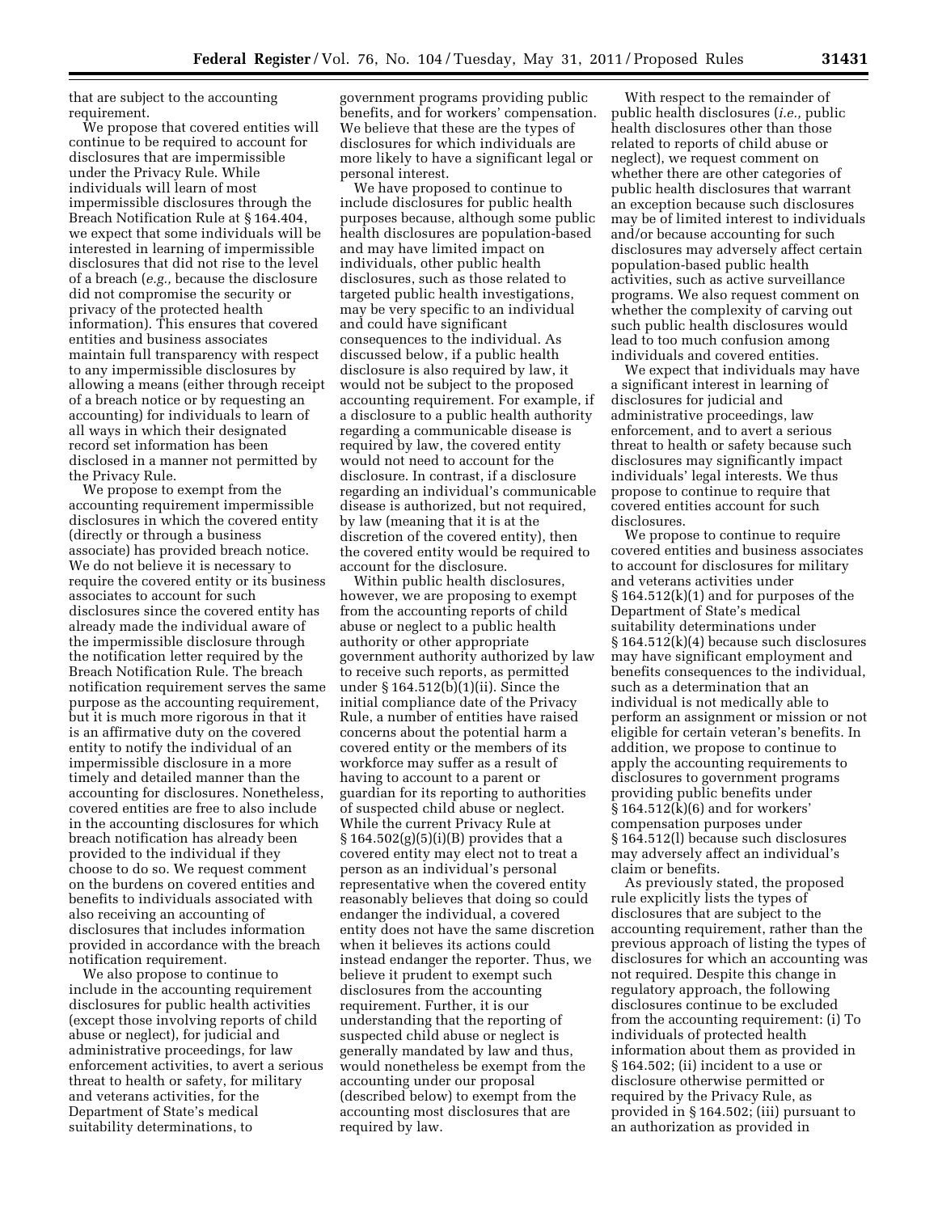that are subject to the accounting requirement.

We propose that covered entities will continue to be required to account for disclosures that are impermissible under the Privacy Rule. While individuals will learn of most impermissible disclosures through the Breach Notification Rule at § 164.404, we expect that some individuals will be interested in learning of impermissible disclosures that did not rise to the level of a breach (*e.g.,* because the disclosure did not compromise the security or privacy of the protected health information). This ensures that covered entities and business associates maintain full transparency with respect to any impermissible disclosures by allowing a means (either through receipt of a breach notice or by requesting an accounting) for individuals to learn of all ways in which their designated record set information has been disclosed in a manner not permitted by the Privacy Rule.

We propose to exempt from the accounting requirement impermissible disclosures in which the covered entity (directly or through a business associate) has provided breach notice. We do not believe it is necessary to require the covered entity or its business associates to account for such disclosures since the covered entity has already made the individual aware of the impermissible disclosure through the notification letter required by the Breach Notification Rule. The breach notification requirement serves the same purpose as the accounting requirement, but it is much more rigorous in that it is an affirmative duty on the covered entity to notify the individual of an impermissible disclosure in a more timely and detailed manner than the accounting for disclosures. Nonetheless, covered entities are free to also include in the accounting disclosures for which breach notification has already been provided to the individual if they choose to do so. We request comment on the burdens on covered entities and benefits to individuals associated with also receiving an accounting of disclosures that includes information provided in accordance with the breach notification requirement.

We also propose to continue to include in the accounting requirement disclosures for public health activities (except those involving reports of child abuse or neglect), for judicial and administrative proceedings, for law enforcement activities, to avert a serious threat to health or safety, for military and veterans activities, for the Department of State's medical suitability determinations, to government programs providing public benefits, and for workers' compensation. We believe that these are the types of disclosures for which individuals are more likely to have a significant legal or personal interest.

We have proposed to continue to include disclosures for public health purposes because, although some public health disclosures are population-based and may have limited impact on individuals, other public health disclosures, such as those related to targeted public health investigations, may be very specific to an individual and could have significant consequences to the individual. As discussed below, if a public health disclosure is also required by law, it would not be subject to the proposed accounting requirement. For example, if a disclosure to a public health authority regarding a communicable disease is required by law, the covered entity would not need to account for the disclosure. In contrast, if a disclosure regarding an individual's communicable disease is authorized, but not required, by law (meaning that it is at the discretion of the covered entity), then the covered entity would be required to account for the disclosure.

Within public health disclosures, however, we are proposing to exempt from the accounting reports of child abuse or neglect to a public health authority or other appropriate government authority authorized by law to receive such reports, as permitted under § 164.512(b)(1)(ii). Since the initial compliance date of the Privacy Rule, a number of entities have raised concerns about the potential harm a covered entity or the members of its workforce may suffer as a result of having to account to a parent or guardian for its reporting to authorities of suspected child abuse or neglect. While the current Privacy Rule at § 164.502(g)(5)(i)(B) provides that a covered entity may elect not to treat a person as an individual's personal representative when the covered entity reasonably believes that doing so could endanger the individual, a covered entity does not have the same discretion when it believes its actions could instead endanger the reporter. Thus, we believe it prudent to exempt such disclosures from the accounting requirement. Further, it is our understanding that the reporting of suspected child abuse or neglect is generally mandated by law and thus, would nonetheless be exempt from the accounting under our proposal (described below) to exempt from the accounting most disclosures that are required by law.

With respect to the remainder of public health disclosures (*i.e.,* public health disclosures other than those related to reports of child abuse or neglect), we request comment on whether there are other categories of public health disclosures that warrant an exception because such disclosures may be of limited interest to individuals and/or because accounting for such disclosures may adversely affect certain population-based public health activities, such as active surveillance programs. We also request comment on whether the complexity of carving out such public health disclosures would lead to too much confusion among individuals and covered entities.

We expect that individuals may have a significant interest in learning of disclosures for judicial and administrative proceedings, law enforcement, and to avert a serious threat to health or safety because such disclosures may significantly impact individuals' legal interests. We thus propose to continue to require that covered entities account for such disclosures.

We propose to continue to require covered entities and business associates to account for disclosures for military and veterans activities under § 164.512(k)(1) and for purposes of the Department of State's medical suitability determinations under § 164.512(k)(4) because such disclosures may have significant employment and benefits consequences to the individual, such as a determination that an individual is not medically able to perform an assignment or mission or not eligible for certain veteran's benefits. In addition, we propose to continue to apply the accounting requirements to disclosures to government programs providing public benefits under § 164.512(k)(6) and for workers' compensation purposes under § 164.512(l) because such disclosures may adversely affect an individual's claim or benefits.

As previously stated, the proposed rule explicitly lists the types of disclosures that are subject to the accounting requirement, rather than the previous approach of listing the types of disclosures for which an accounting was not required. Despite this change in regulatory approach, the following disclosures continue to be excluded from the accounting requirement: (i) To individuals of protected health information about them as provided in § 164.502; (ii) incident to a use or disclosure otherwise permitted or required by the Privacy Rule, as provided in § 164.502; (iii) pursuant to an authorization as provided in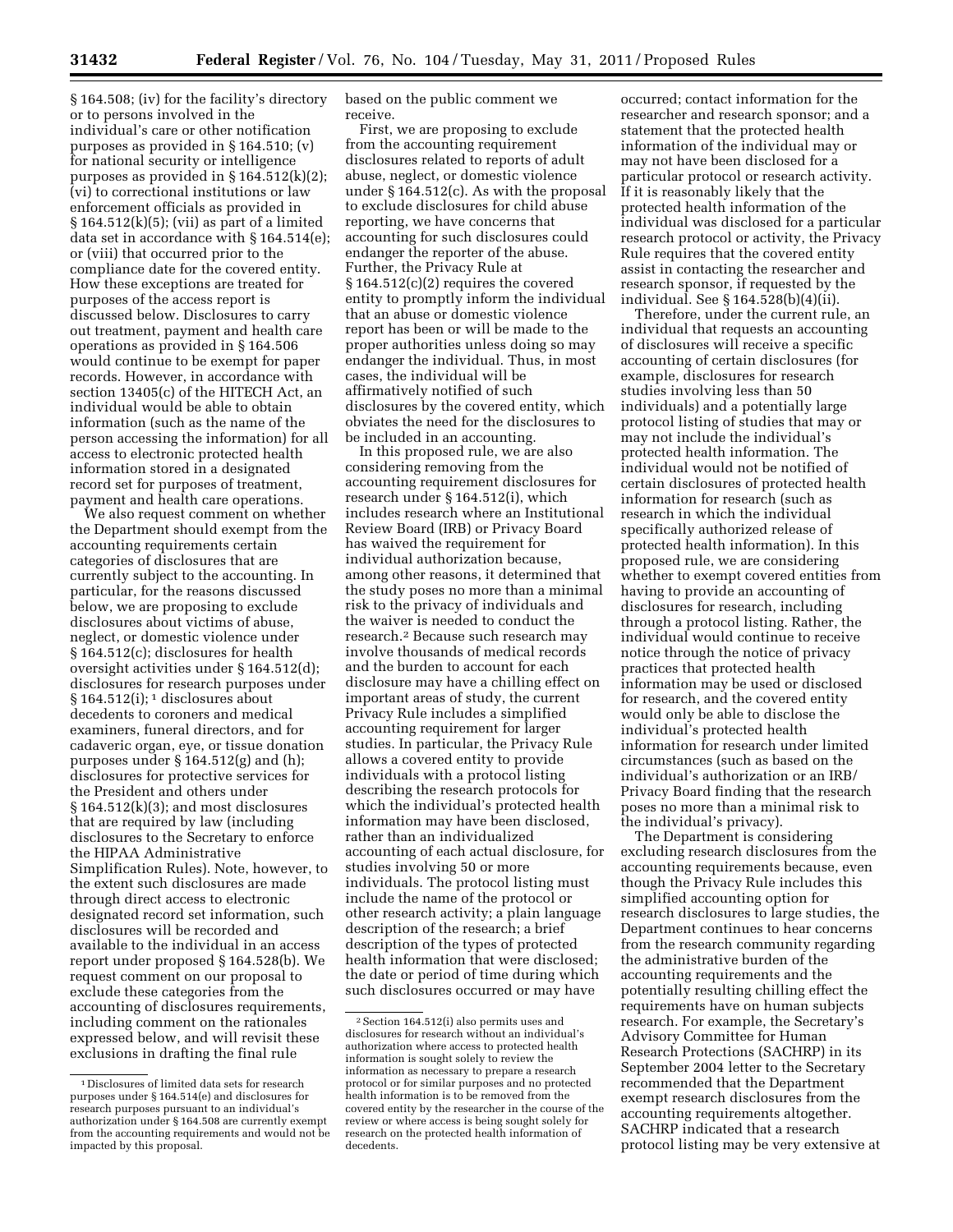§ 164.508; (iv) for the facility's directory or to persons involved in the individual's care or other notification purposes as provided in § 164.510; (v) for national security or intelligence purposes as provided in § 164.512(k)(2); (vi) to correctional institutions or law enforcement officials as provided in § 164.512(k)(5); (vii) as part of a limited data set in accordance with § 164.514(e); or (viii) that occurred prior to the compliance date for the covered entity. How these exceptions are treated for purposes of the access report is discussed below. Disclosures to carry out treatment, payment and health care operations as provided in § 164.506 would continue to be exempt for paper records. However, in accordance with section 13405(c) of the HITECH Act, an individual would be able to obtain information (such as the name of the person accessing the information) for all access to electronic protected health information stored in a designated record set for purposes of treatment, payment and health care operations.

We also request comment on whether the Department should exempt from the accounting requirements certain categories of disclosures that are currently subject to the accounting. In particular, for the reasons discussed below, we are proposing to exclude disclosures about victims of abuse, neglect, or domestic violence under § 164.512(c); disclosures for health oversight activities under § 164.512(d); disclosures for research purposes under § 164.512(i); [1] disclosures about decedents to coroners and medical examiners, funeral directors, and for cadaveric organ, eye, or tissue donation purposes under § 164.512(g) and (h); disclosures for protective services for the President and others under § 164.512(k)(3); and most disclosures that are required by law (including disclosures to the Secretary to enforce the HIPAA Administrative Simplification Rules). Note, however, to the extent such disclosures are made through direct access to electronic designated record set information, such disclosures will be recorded and available to the individual in an access report under proposed § 164.528(b). We request comment on our proposal to exclude these categories from the accounting of disclosures requirements, including comment on the rationales expressed below, and will revisit these exclusions in drafting the final rule based on the public comment we receive.

First, we are proposing to exclude from the accounting requirement disclosures related to reports of adult abuse, neglect, or domestic violence under § 164.512(c). As with the proposal to exclude disclosures for child abuse reporting, we have concerns that accounting for such disclosures could endanger the reporter of the abuse. Further, the Privacy Rule at § 164.512(c)(2) requires the covered entity to promptly inform the individual that an abuse or domestic violence report has been or will be made to the proper authorities unless doing so may endanger the individual. Thus, in most cases, the individual will be affirmatively notified of such disclosures by the covered entity, which obviates the need for the disclosures to be included in an accounting.

In this proposed rule, we are also considering removing from the accounting requirement disclosures for research under § 164.512(i), which includes research where an Institutional Review Board (IRB) or Privacy Board has waived the requirement for individual authorization because, among other reasons, it determined that the study poses no more than a minimal risk to the privacy of individuals and the waiver is needed to conduct the research.[2] Because such research may involve thousands of medical records and the burden to account for each disclosure may have a chilling effect on important areas of study, the current Privacy Rule includes a simplified accounting requirement for larger studies. In particular, the Privacy Rule allows a covered entity to provide individuals with a protocol listing describing the research protocols for which the individual's protected health information may have been disclosed, rather than an individualized accounting of each actual disclosure, for studies involving 50 or more individuals. The protocol listing must include the name of the protocol or other research activity; a plain language description of the research; a brief description of the types of protected health information that were disclosed; the date or period of time during which such disclosures occurred or may have occurred; contact information for the researcher and research sponsor; and a statement that the protected health information of the individual may or may not have been disclosed for a particular protocol or research activity. If it is reasonably likely that the protected health information of the individual was disclosed for a particular research protocol or activity, the Privacy Rule requires that the covered entity assist in contacting the researcher and research sponsor, if requested by the individual. See § 164.528(b)(4)(ii).

Therefore, under the current rule, an individual that requests an accounting of disclosures will receive a specific accounting of certain disclosures (for example, disclosures for research studies involving less than 50 individuals) and a potentially large protocol listing of studies that may or may not include the individual's protected health information. The individual would not be notified of certain disclosures of protected health information for research (such as research in which the individual specifically authorized release of protected health information). In this proposed rule, we are considering whether to exempt covered entities from having to provide an accounting of disclosures for research, including through a protocol listing. Rather, the individual would continue to receive notice through the notice of privacy practices that protected health information may be used or disclosed for research, and the covered entity would only be able to disclose the individual's protected health information for research under limited circumstances (such as based on the individual's authorization or an IRB/Privacy Board finding that the research poses no more than a minimal risk to the individual's privacy).

The Department is considering excluding research disclosures from the accounting requirements because, even though the Privacy Rule includes this simplified accounting option for research disclosures to large studies, the Department continues to hear concerns from the research community regarding the administrative burden of the accounting requirements and the potentially resulting chilling effect the requirements have on human subjects research. For example, the Secretary's Advisory Committee for Human Research Protections (SACHRP) in its September 2004 letter to the Secretary recommended that the Department exempt research disclosures from the accounting requirements altogether. SACHRP indicated that a research protocol listing may be very extensive at

---

[1] Disclosures of limited data sets for research purposes under § 164.514(e) and disclosures for research purposes pursuant to an individual's authorization under § 164.508 are currently exempt from the accounting requirements and would not be impacted by this proposal.

[2] Section 164.512(i) also permits uses and disclosures for research without an individual's authorization where access to protected health information is sought solely to review the information as necessary to prepare a research protocol or for similar purposes and no protected health information is to be removed from the covered entity by the researcher in the course of the review or where access is being sought solely for research on the protected health information of decedents.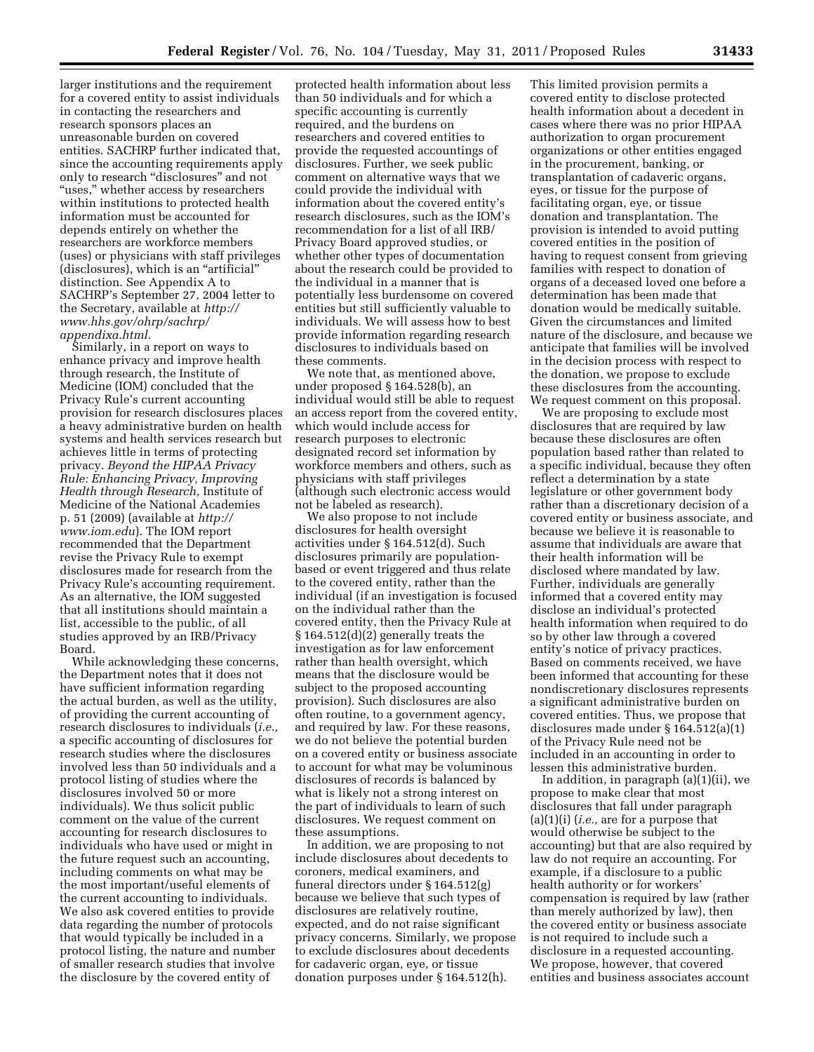larger institutions and the requirement for a covered entity to assist individuals in contacting the researchers and research sponsors places an unreasonable burden on covered entities. SACHRP further indicated that, since the accounting requirements apply only to research "disclosures" and not "uses," whether access by researchers within institutions to protected health information must be accounted for depends entirely on whether the researchers are workforce members (uses) or physicians with staff privileges (disclosures), which is an "artificial" distinction. See Appendix A to SACHRP's September 27, 2004 letter to the Secretary, available at *http://www.hhs.gov/ohrp/sachrp/appendixa.html.*

Similarly, in a report on ways to enhance privacy and improve health through research, the Institute of Medicine (IOM) concluded that the Privacy Rule's current accounting provision for research disclosures places a heavy administrative burden on health systems and health services research but achieves little in terms of protecting privacy. *Beyond the HIPAA Privacy Rule: Enhancing Privacy, Improving Health through Research,* Institute of Medicine of the National Academies p. 51 (2009) (available at *http://www.iom.edu*). The IOM report recommended that the Department revise the Privacy Rule to exempt disclosures made for research from the Privacy Rule's accounting requirement. As an alternative, the IOM suggested that all institutions should maintain a list, accessible to the public, of all studies approved by an IRB/Privacy Board.

While acknowledging these concerns, the Department notes that it does not have sufficient information regarding the actual burden, as well as the utility, of providing the current accounting of research disclosures to individuals (*i.e.,* a specific accounting of disclosures for research studies where the disclosures involved less than 50 individuals and a protocol listing of studies where the disclosures involved 50 or more individuals). We thus solicit public comment on the value of the current accounting for research disclosures to individuals who have used or might in the future request such an accounting, including comments on what may be the most important/useful elements of the current accounting to individuals. We also ask covered entities to provide data regarding the number of protocols that would typically be included in a protocol listing, the nature and number of smaller research studies that involve the disclosure by the covered entity of protected health information about less than 50 individuals and for which a specific accounting is currently required, and the burdens on researchers and covered entities to provide the requested accountings of disclosures. Further, we seek public comment on alternative ways that we could provide the individual with information about the covered entity's research disclosures, such as the IOM's recommendation for a list of all IRB/Privacy Board approved studies, or whether other types of documentation about the research could be provided to the individual in a manner that is potentially less burdensome on covered entities but still sufficiently valuable to individuals. We will assess how to best provide information regarding research disclosures to individuals based on these comments.

We note that, as mentioned above, under proposed § 164.528(b), an individual would still be able to request an access report from the covered entity, which would include access for research purposes to electronic designated record set information by workforce members and others, such as physicians with staff privileges (although such electronic access would not be labeled as research).

We also propose to not include disclosures for health oversight activities under § 164.512(d). Such disclosures primarily are population-based or event triggered and thus relate to the covered entity, rather than the individual (if an investigation is focused on the individual rather than the covered entity, then the Privacy Rule at § 164.512(d)(2) generally treats the investigation as for law enforcement rather than health oversight, which means that the disclosure would be subject to the proposed accounting provision). Such disclosures are also often routine, to a government agency, and required by law. For these reasons, we do not believe the potential burden on a covered entity or business associate to account for what may be voluminous disclosures of records is balanced by what is likely not a strong interest on the part of individuals to learn of such disclosures. We request comment on these assumptions.

In addition, we are proposing to not include disclosures about decedents to coroners, medical examiners, and funeral directors under § 164.512(g) because we believe that such types of disclosures are relatively routine, expected, and do not raise significant privacy concerns. Similarly, we propose to exclude disclosures about decedents for cadaveric organ, eye, or tissue donation purposes under § 164.512(h). This limited provision permits a covered entity to disclose protected health information about a decedent in cases where there was no prior HIPAA authorization to organ procurement organizations or other entities engaged in the procurement, banking, or transplantation of cadaveric organs, eyes, or tissue for the purpose of facilitating organ, eye, or tissue donation and transplantation. The provision is intended to avoid putting covered entities in the position of having to request consent from grieving families with respect to donation of organs of a deceased loved one before a determination has been made that donation would be medically suitable. Given the circumstances and limited nature of the disclosure, and because we anticipate that families will be involved in the decision process with respect to the donation, we propose to exclude these disclosures from the accounting. We request comment on this proposal.

We are proposing to exclude most disclosures that are required by law because these disclosures are often population based rather than related to a specific individual, because they often reflect a determination by a state legislature or other government body rather than a discretionary decision of a covered entity or business associate, and because we believe it is reasonable to assume that individuals are aware that their health information will be disclosed where mandated by law. Further, individuals are generally informed that a covered entity may disclose an individual's protected health information when required to do so by other law through a covered entity's notice of privacy practices. Based on comments received, we have been informed that accounting for these nondiscretionary disclosures represents a significant administrative burden on covered entities. Thus, we propose that disclosures made under § 164.512(a)(1) of the Privacy Rule need not be included in an accounting in order to lessen this administrative burden.

In addition, in paragraph (a)(1)(ii), we propose to make clear that most disclosures that fall under paragraph (a)(1)(i) (*i.e.,* are for a purpose that would otherwise be subject to the accounting) but that are also required by law do not require an accounting. For example, if a disclosure to a public health authority or for workers' compensation is required by law (rather than merely authorized by law), then the covered entity or business associate is not required to include such a disclosure in a requested accounting. We propose, however, that covered entities and business associates account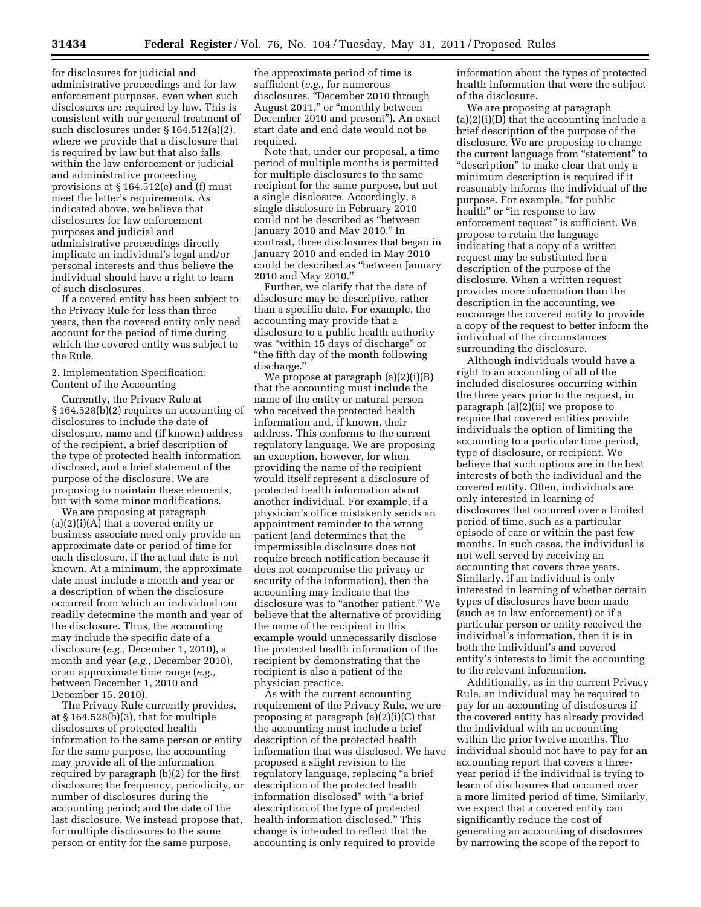for disclosures for judicial and administrative proceedings and for law enforcement purposes, even when such disclosures are required by law. This is consistent with our general treatment of such disclosures under § 164.512(a)(2), where we provide that a disclosure that is required by law but that also falls within the law enforcement or judicial and administrative proceeding provisions at § 164.512(e) and (f) must meet the latter's requirements. As indicated above, we believe that disclosures for law enforcement purposes and judicial and administrative proceedings directly implicate an individual's legal and/or personal interests and thus believe the individual should have a right to learn of such disclosures.

If a covered entity has been subject to the Privacy Rule for less than three years, then the covered entity only need account for the period of time during which the covered entity was subject to the Rule.

2. Implementation Specification: Content of the Accounting

Currently, the Privacy Rule at § 164.528(b)(2) requires an accounting of disclosures to include the date of disclosure, name and (if known) address of the recipient, a brief description of the type of protected health information disclosed, and a brief statement of the purpose of the disclosure. We are proposing to maintain these elements, but with some minor modifications.

We are proposing at paragraph (a)(2)(i)(A) that a covered entity or business associate need only provide an approximate date or period of time for each disclosure, if the actual date is not known. At a minimum, the approximate date must include a month and year or a description of when the disclosure occurred from which an individual can readily determine the month and year of the disclosure. Thus, the accounting may include the specific date of a disclosure (*e.g.,* December 1, 2010), a month and year (*e.g.,* December 2010), or an approximate time range (*e.g.,* between December 1, 2010 and December 15, 2010).

The Privacy Rule currently provides, at § 164.528(b)(3), that for multiple disclosures of protected health information to the same person or entity for the same purpose, the accounting may provide all of the information required by paragraph (b)(2) for the first disclosure; the frequency, periodicity, or number of disclosures during the accounting period; and the date of the last disclosure. We instead propose that, for multiple disclosures to the same person or entity for the same purpose, the approximate period of time is sufficient (*e.g.,* for numerous disclosures, "December 2010 through August 2011," or "monthly between December 2010 and present"). An exact start date and end date would not be required.

Note that, under our proposal, a time period of multiple months is permitted for multiple disclosures to the same recipient for the same purpose, but not a single disclosure. Accordingly, a single disclosure in February 2010 could not be described as "between January 2010 and May 2010." In contrast, three disclosures that began in January 2010 and ended in May 2010 could be described as "between January 2010 and May 2010."

Further, we clarify that the date of disclosure may be descriptive, rather than a specific date. For example, the accounting may provide that a disclosure to a public health authority was "within 15 days of discharge" or "the fifth day of the month following discharge."

We propose at paragraph (a)(2)(i)(B) that the accounting must include the name of the entity or natural person who received the protected health information and, if known, their address. This conforms to the current regulatory language. We are proposing an exception, however, for when providing the name of the recipient would itself represent a disclosure of protected health information about another individual. For example, if a physician's office mistakenly sends an appointment reminder to the wrong patient (and determines that the impermissible disclosure does not require breach notification because it does not compromise the privacy or security of the information), then the accounting may indicate that the disclosure was to "another patient." We believe that the alternative of providing the name of the recipient in this example would unnecessarily disclose the protected health information of the recipient by demonstrating that the recipient is also a patient of the physician practice.

As with the current accounting requirement of the Privacy Rule, we are proposing at paragraph (a)(2)(i)(C) that the accounting must include a brief description of the protected health information that was disclosed. We have proposed a slight revision to the regulatory language, replacing "a brief description of the protected health information disclosed" with "a brief description of the type of protected health information disclosed." This change is intended to reflect that the accounting is only required to provide information about the types of protected health information that were the subject of the disclosure.

We are proposing at paragraph (a)(2)(i)(D) that the accounting include a brief description of the purpose of the disclosure. We are proposing to change the current language from "statement" to "description" to make clear that only a minimum description is required if it reasonably informs the individual of the purpose. For example, "for public health" or "in response to law enforcement request" is sufficient. We propose to retain the language indicating that a copy of a written request may be substituted for a description of the purpose of the disclosure. When a written request provides more information than the description in the accounting, we encourage the covered entity to provide a copy of the request to better inform the individual of the circumstances surrounding the disclosure.

Although individuals would have a right to an accounting of all of the included disclosures occurring within the three years prior to the request, in paragraph (a)(2)(ii) we propose to require that covered entities provide individuals the option of limiting the accounting to a particular time period, type of disclosure, or recipient. We believe that such options are in the best interests of both the individual and the covered entity. Often, individuals are only interested in learning of disclosures that occurred over a limited period of time, such as a particular episode of care or within the past few months. In such cases, the individual is not well served by receiving an accounting that covers three years. Similarly, if an individual is only interested in learning of whether certain types of disclosures have been made (such as to law enforcement) or if a particular person or entity received the individual's information, then it is in both the individual's and covered entity's interests to limit the accounting to the relevant information.

Additionally, as in the current Privacy Rule, an individual may be required to pay for an accounting of disclosures if the covered entity has already provided the individual with an accounting within the prior twelve months. The individual should not have to pay for an accounting report that covers a three-year period if the individual is trying to learn of disclosures that occurred over a more limited period of time. Similarly, we expect that a covered entity can significantly reduce the cost of generating an accounting of disclosures by narrowing the scope of the report to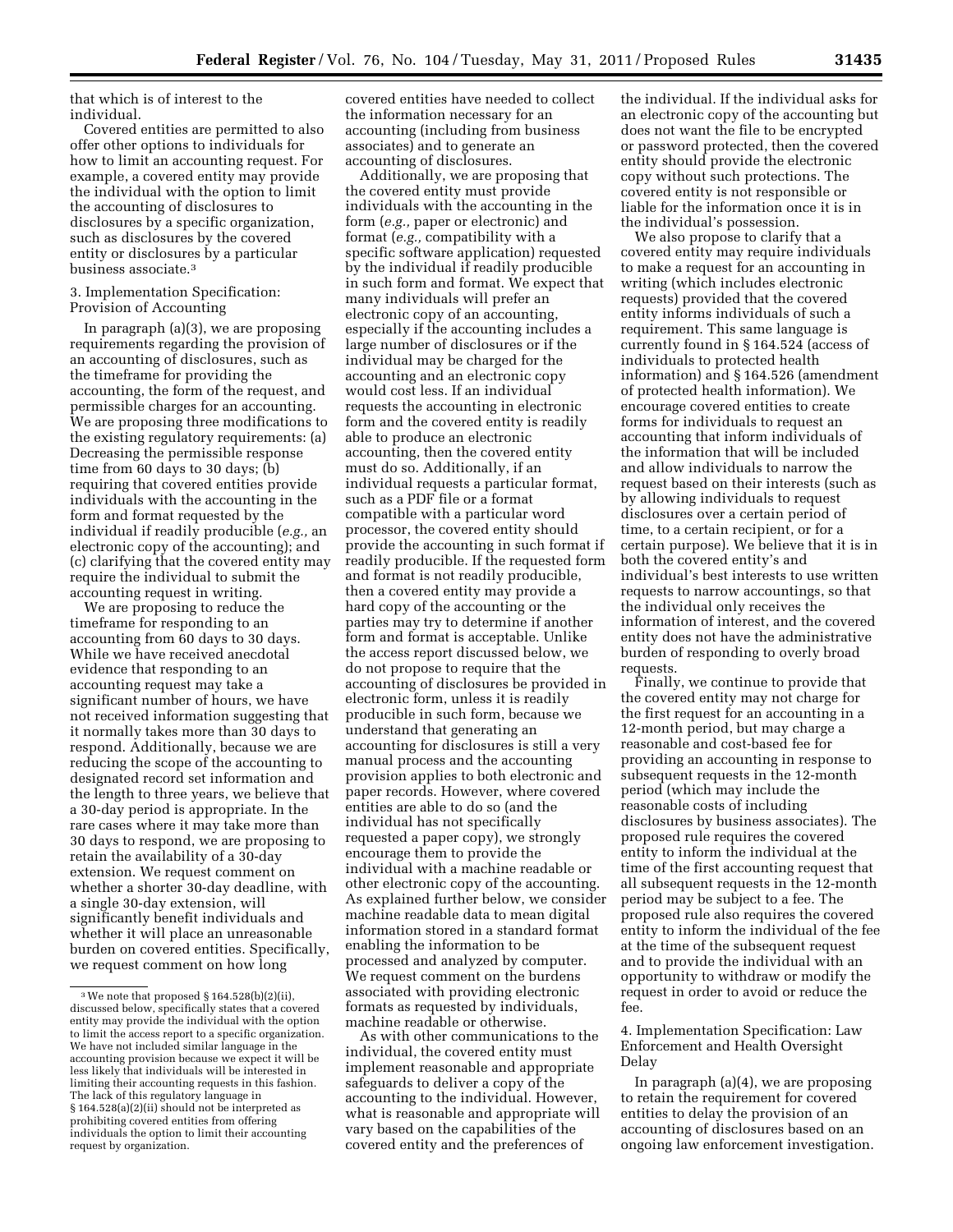that which is of interest to the individual.

Covered entities are permitted to also offer other options to individuals for how to limit an accounting request. For example, a covered entity may provide the individual with the option to limit the accounting of disclosures to disclosures by a specific organization, such as disclosures by the covered entity or disclosures by a particular business associate.[3]

3. Implementation Specification: Provision of Accounting

In paragraph (a)(3), we are proposing requirements regarding the provision of an accounting of disclosures, such as the timeframe for providing the accounting, the form of the request, and permissible charges for an accounting. We are proposing three modifications to the existing regulatory requirements: (a) Decreasing the permissible response time from 60 days to 30 days; (b) requiring that covered entities provide individuals with the accounting in the form and format requested by the individual if readily producible (*e.g.,* an electronic copy of the accounting); and (c) clarifying that the covered entity may require the individual to submit the accounting request in writing.

We are proposing to reduce the timeframe for responding to an accounting from 60 days to 30 days. While we have received anecdotal evidence that responding to an accounting request may take a significant number of hours, we have not received information suggesting that it normally takes more than 30 days to respond. Additionally, because we are reducing the scope of the accounting to designated record set information and the length to three years, we believe that a 30-day period is appropriate. In the rare cases where it may take more than 30 days to respond, we are proposing to retain the availability of a 30-day extension. We request comment on whether a shorter 30-day deadline, with a single 30-day extension, will significantly benefit individuals and whether it will place an unreasonable burden on covered entities. Specifically, we request comment on how long covered entities have needed to collect the information necessary for an accounting (including from business associates) and to generate an accounting of disclosures.

Additionally, we are proposing that the covered entity must provide individuals with the accounting in the form (*e.g.,* paper or electronic) and format (*e.g.,* compatibility with a specific software application) requested by the individual if readily producible in such form and format. We expect that many individuals will prefer an electronic copy of an accounting, especially if the accounting includes a large number of disclosures or if the individual may be charged for the accounting and an electronic copy would cost less. If an individual requests the accounting in electronic form and the covered entity is readily able to produce an electronic accounting, then the covered entity must do so. Additionally, if an individual requests a particular format, such as a PDF file or a format compatible with a particular word processor, the covered entity should provide the accounting in such format if readily producible. If the requested form and format is not readily producible, then a covered entity may provide a hard copy of the accounting or the parties may try to determine if another form and format is acceptable. Unlike the access report discussed below, we do not propose to require that the accounting of disclosures be provided in electronic form, unless it is readily producible in such form, because we understand that generating an accounting for disclosures is still a very manual process and the accounting provision applies to both electronic and paper records. However, where covered entities are able to do so (and the individual has not specifically requested a paper copy), we strongly encourage them to provide the individual with a machine readable or other electronic copy of the accounting. As explained further below, we consider machine readable data to mean digital information stored in a standard format enabling the information to be processed and analyzed by computer. We request comment on the burdens associated with providing electronic formats as requested by individuals, machine readable or otherwise.

As with other communications to the individual, the covered entity must implement reasonable and appropriate safeguards to deliver a copy of the accounting to the individual. However, what is reasonable and appropriate will vary based on the capabilities of the covered entity and the preferences of the individual. If the individual asks for an electronic copy of the accounting but does not want the file to be encrypted or password protected, then the covered entity should provide the electronic copy without such protections. The covered entity is not responsible or liable for the information once it is in the individual's possession.

We also propose to clarify that a covered entity may require individuals to make a request for an accounting in writing (which includes electronic requests) provided that the covered entity informs individuals of such a requirement. This same language is currently found in § 164.524 (access of individuals to protected health information) and § 164.526 (amendment of protected health information). We encourage covered entities to create forms for individuals to request an accounting that inform individuals of the information that will be included and allow individuals to narrow the request based on their interests (such as by allowing individuals to request disclosures over a certain period of time, to a certain recipient, or for a certain purpose). We believe that it is in both the covered entity's and individual's best interests to use written requests to narrow accountings, so that the individual only receives the information of interest, and the covered entity does not have the administrative burden of responding to overly broad requests.

Finally, we continue to provide that the covered entity may not charge for the first request for an accounting in a 12-month period, but may charge a reasonable and cost-based fee for providing an accounting in response to subsequent requests in the 12-month period (which may include the reasonable costs of including disclosures by business associates). The proposed rule requires the covered entity to inform the individual at the time of the first accounting request that all subsequent requests in the 12-month period may be subject to a fee. The proposed rule also requires the covered entity to inform the individual of the fee at the time of the subsequent request and to provide the individual with an opportunity to withdraw or modify the request in order to avoid or reduce the fee.

4. Implementation Specification: Law Enforcement and Health Oversight Delay

In paragraph (a)(4), we are proposing to retain the requirement for covered entities to delay the provision of an accounting of disclosures based on an ongoing law enforcement investigation.

---

[3] We note that proposed § 164.528(b)(2)(ii), discussed below, specifically states that a covered entity may provide the individual with the option to limit the access report to a specific organization. We have not included similar language in the accounting provision because we expect it will be less likely that individuals will be interested in limiting their accounting requests in this fashion. The lack of this regulatory language in § 164.528(a)(2)(ii) should not be interpreted as prohibiting covered entities from offering individuals the option to limit their accounting request by organization.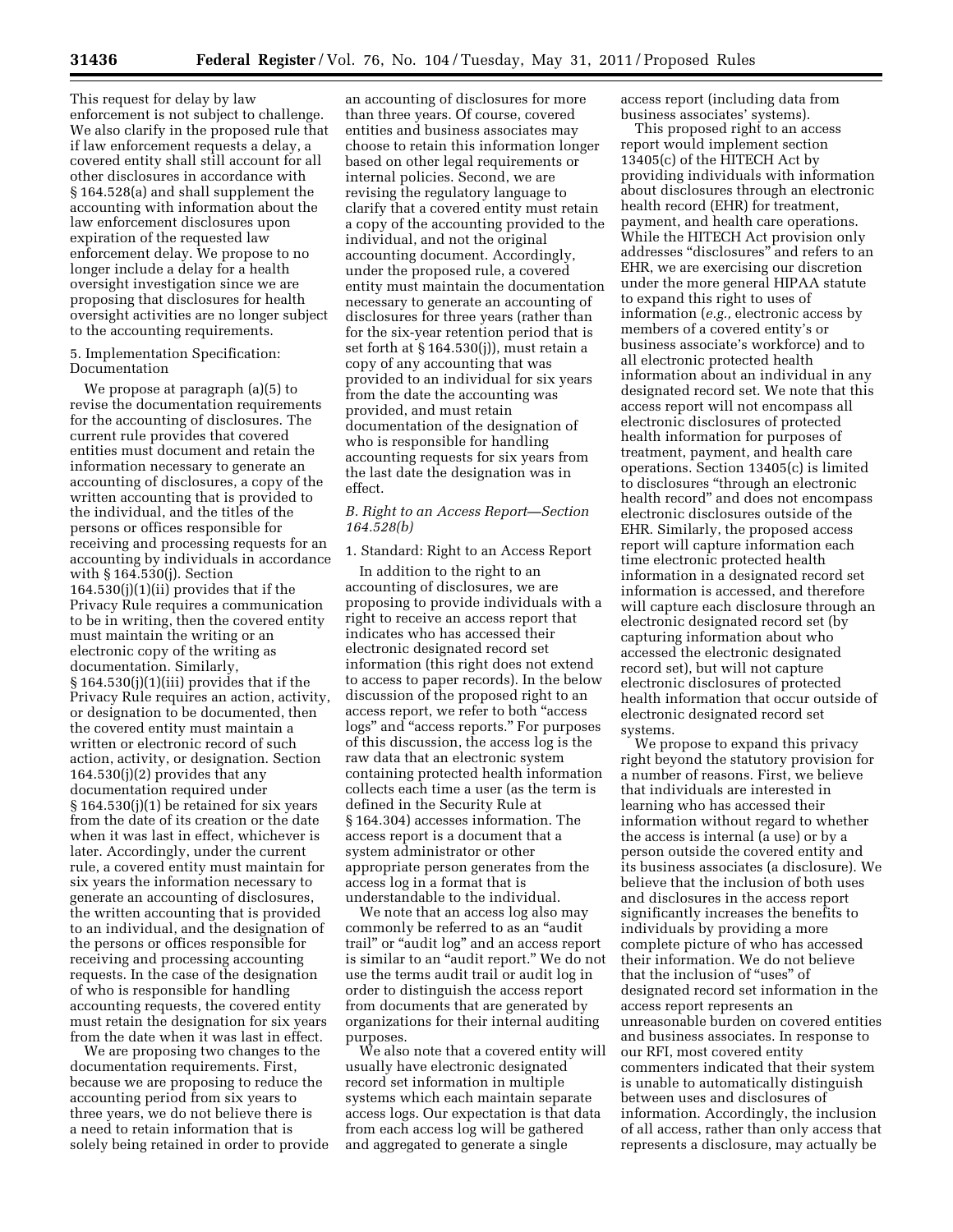This request for delay by law enforcement is not subject to challenge. We also clarify in the proposed rule that if law enforcement requests a delay, a covered entity shall still account for all other disclosures in accordance with § 164.528(a) and shall supplement the accounting with information about the law enforcement disclosures upon expiration of the requested law enforcement delay. We propose to no longer include a delay for a health oversight investigation since we are proposing that disclosures for health oversight activities are no longer subject to the accounting requirements.

5. Implementation Specification: Documentation

We propose at paragraph (a)(5) to revise the documentation requirements for the accounting of disclosures. The current rule provides that covered entities must document and retain the information necessary to generate an accounting of disclosures, a copy of the written accounting that is provided to the individual, and the titles of the persons or offices responsible for receiving and processing requests for an accounting by individuals in accordance with § 164.530(j). Section 164.530(j)(1)(ii) provides that if the Privacy Rule requires a communication to be in writing, then the covered entity must maintain the writing or an electronic copy of the writing as documentation. Similarly, § 164.530(j)(1)(iii) provides that if the Privacy Rule requires an action, activity, or designation to be documented, then the covered entity must maintain a written or electronic record of such action, activity, or designation. Section 164.530(j)(2) provides that any documentation required under § 164.530(j)(1) be retained for six years from the date of its creation or the date when it was last in effect, whichever is later. Accordingly, under the current rule, a covered entity must maintain for six years the information necessary to generate an accounting of disclosures, the written accounting that is provided to an individual, and the designation of the persons or offices responsible for receiving and processing accounting requests. In the case of the designation of who is responsible for handling accounting requests, the covered entity must retain the designation for six years from the date when it was last in effect.

We are proposing two changes to the documentation requirements. First, because we are proposing to reduce the accounting period from six years to three years, we do not believe there is a need to retain information that is solely being retained in order to provide an accounting of disclosures for more than three years. Of course, covered entities and business associates may choose to retain this information longer based on other legal requirements or internal policies. Second, we are revising the regulatory language to clarify that a covered entity must retain a copy of the accounting provided to the individual, and not the original accounting document. Accordingly, under the proposed rule, a covered entity must maintain the documentation necessary to generate an accounting of disclosures for three years (rather than for the six-year retention period that is set forth at § 164.530(j)), must retain a copy of any accounting that was provided to an individual for six years from the date the accounting was provided, and must retain documentation of the designation of who is responsible for handling accounting requests for six years from the last date the designation was in effect.

### *B. Right to an Access Report—Section 164.528(b)*

1. Standard: Right to an Access Report

In addition to the right to an accounting of disclosures, we are proposing to provide individuals with a right to receive an access report that indicates who has accessed their electronic designated record set information (this right does not extend to access to paper records). In the below discussion of the proposed right to an access report, we refer to both "access logs" and "access reports." For purposes of this discussion, the access log is the raw data that an electronic system containing protected health information collects each time a user (as the term is defined in the Security Rule at § 164.304) accesses information. The access report is a document that a system administrator or other appropriate person generates from the access log in a format that is understandable to the individual.

We note that an access log also may commonly be referred to as an "audit trail" or "audit log" and an access report is similar to an "audit report." We do not use the terms audit trail or audit log in order to distinguish the access report from documents that are generated by organizations for their internal auditing purposes.

We also note that a covered entity will usually have electronic designated record set information in multiple systems which each maintain separate access logs. Our expectation is that data from each access log will be gathered and aggregated to generate a single access report (including data from business associates' systems).

This proposed right to an access report would implement section 13405(c) of the HITECH Act by providing individuals with information about disclosures through an electronic health record (EHR) for treatment, payment, and health care operations. While the HITECH Act provision only addresses "disclosures" and refers to an EHR, we are exercising our discretion under the more general HIPAA statute to expand this right to uses of information (*e.g.,* electronic access by members of a covered entity's or business associate's workforce) and to all electronic protected health information about an individual in any designated record set. We note that this access report will not encompass all electronic disclosures of protected health information for purposes of treatment, payment, and health care operations. Section 13405(c) is limited to disclosures "through an electronic health record" and does not encompass electronic disclosures outside of the EHR. Similarly, the proposed access report will capture information each time electronic protected health information in a designated record set information is accessed, and therefore will capture each disclosure through an electronic designated record set (by capturing information about who accessed the electronic designated record set), but will not capture electronic disclosures of protected health information that occur outside of electronic designated record set systems.

We propose to expand this privacy right beyond the statutory provision for a number of reasons. First, we believe that individuals are interested in learning who has accessed their information without regard to whether the access is internal (a use) or by a person outside the covered entity and its business associates (a disclosure). We believe that the inclusion of both uses and disclosures in the access report significantly increases the benefits to individuals by providing a more complete picture of who has accessed their information. We do not believe that the inclusion of "uses" of designated record set information in the access report represents an unreasonable burden on covered entities and business associates. In response to our RFI, most covered entity commenters indicated that their system is unable to automatically distinguish between uses and disclosures of information. Accordingly, the inclusion of all access, rather than only access that represents a disclosure, may actually be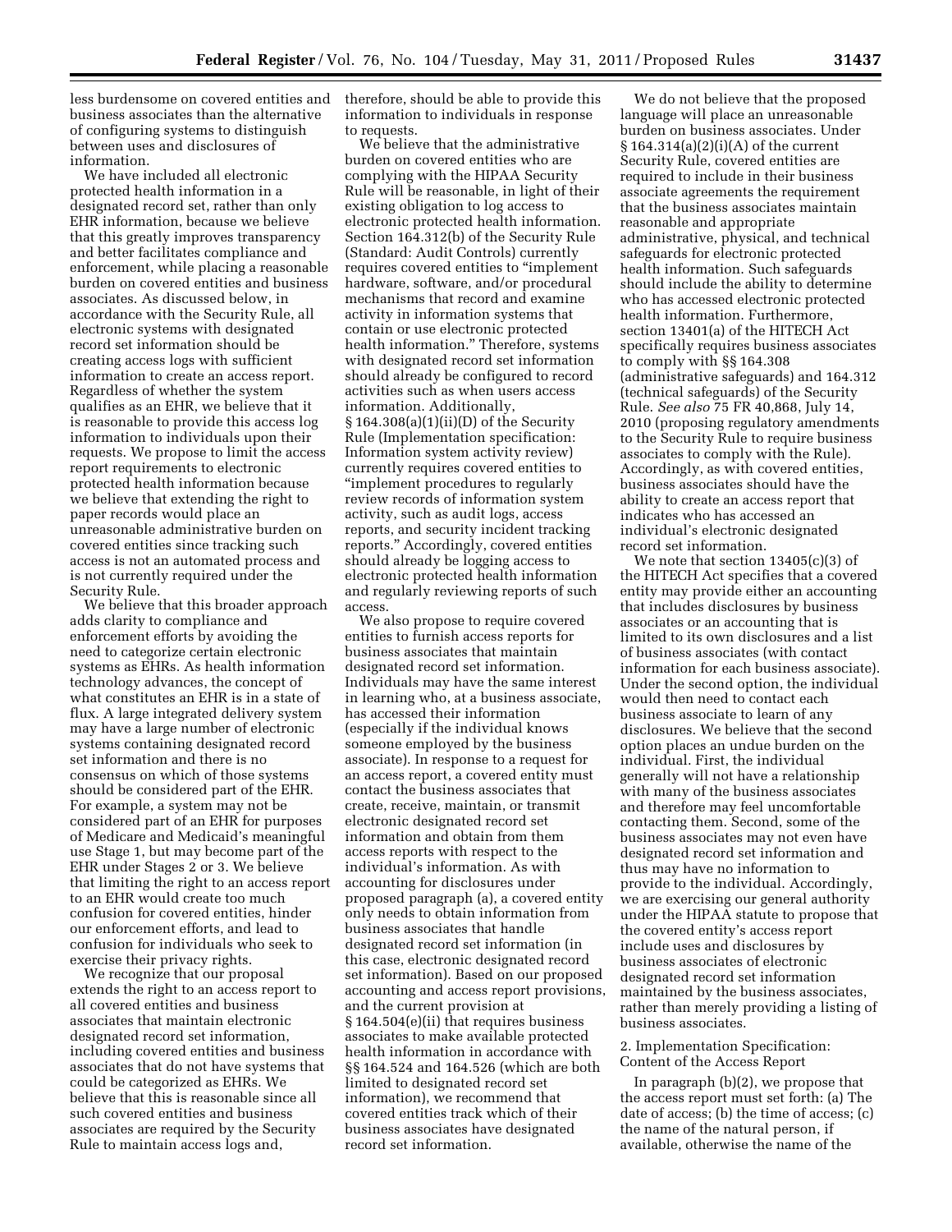less burdensome on covered entities and business associates than the alternative of configuring systems to distinguish between uses and disclosures of information.

We have included all electronic protected health information in a designated record set, rather than only EHR information, because we believe that this greatly improves transparency and better facilitates compliance and enforcement, while placing a reasonable burden on covered entities and business associates. As discussed below, in accordance with the Security Rule, all electronic systems with designated record set information should be creating access logs with sufficient information to create an access report. Regardless of whether the system qualifies as an EHR, we believe that it is reasonable to provide this access log information to individuals upon their requests. We propose to limit the access report requirements to electronic protected health information because we believe that extending the right to paper records would place an unreasonable administrative burden on covered entities since tracking such access is not an automated process and is not currently required under the Security Rule.

We believe that this broader approach adds clarity to compliance and enforcement efforts by avoiding the need to categorize certain electronic systems as EHRs. As health information technology advances, the concept of what constitutes an EHR is in a state of flux. A large integrated delivery system may have a large number of electronic systems containing designated record set information and there is no consensus on which of those systems should be considered part of the EHR. For example, a system may not be considered part of an EHR for purposes of Medicare and Medicaid's meaningful use Stage 1, but may become part of the EHR under Stages 2 or 3. We believe that limiting the right to an access report to an EHR would create too much confusion for covered entities, hinder our enforcement efforts, and lead to confusion for individuals who seek to exercise their privacy rights.

We recognize that our proposal extends the right to an access report to all covered entities and business associates that maintain electronic designated record set information, including covered entities and business associates that do not have systems that could be categorized as EHRs. We believe that this is reasonable since all such covered entities and business associates are required by the Security Rule to maintain access logs and, therefore, should be able to provide this information to individuals in response to requests.

We believe that the administrative burden on covered entities who are complying with the HIPAA Security Rule will be reasonable, in light of their existing obligation to log access to electronic protected health information. Section 164.312(b) of the Security Rule (Standard: Audit Controls) currently requires covered entities to "implement hardware, software, and/or procedural mechanisms that record and examine activity in information systems that contain or use electronic protected health information." Therefore, systems with designated record set information should already be configured to record activities such as when users access information. Additionally, § 164.308(a)(1)(ii)(D) of the Security Rule (Implementation specification: Information system activity review) currently requires covered entities to "implement procedures to regularly review records of information system activity, such as audit logs, access reports, and security incident tracking reports." Accordingly, covered entities should already be logging access to electronic protected health information and regularly reviewing reports of such access.

We also propose to require covered entities to furnish access reports for business associates that maintain designated record set information. Individuals may have the same interest in learning who, at a business associate, has accessed their information (especially if the individual knows someone employed by the business associate). In response to a request for an access report, a covered entity must contact the business associates that create, receive, maintain, or transmit electronic designated record set information and obtain from them access reports with respect to the individual's information. As with accounting for disclosures under proposed paragraph (a), a covered entity only needs to obtain information from business associates that handle designated record set information (in this case, electronic designated record set information). Based on our proposed accounting and access report provisions, and the current provision at § 164.504(e)(ii) that requires business associates to make available protected health information in accordance with §§ 164.524 and 164.526 (which are both limited to designated record set information), we recommend that covered entities track which of their business associates have designated record set information.

We do not believe that the proposed language will place an unreasonable burden on business associates. Under § 164.314(a)(2)(i)(A) of the current Security Rule, covered entities are required to include in their business associate agreements the requirement that the business associates maintain reasonable and appropriate administrative, physical, and technical safeguards for electronic protected health information. Such safeguards should include the ability to determine who has accessed electronic protected health information. Furthermore, section 13401(a) of the HITECH Act specifically requires business associates to comply with §§ 164.308 (administrative safeguards) and 164.312 (technical safeguards) of the Security Rule. *See also* 75 FR 40,868, July 14, 2010 (proposing regulatory amendments to the Security Rule to require business associates to comply with the Rule). Accordingly, as with covered entities, business associates should have the ability to create an access report that indicates who has accessed an individual's electronic designated record set information.

We note that section 13405(c)(3) of the HITECH Act specifies that a covered entity may provide either an accounting that includes disclosures by business associates or an accounting that is limited to its own disclosures and a list of business associates (with contact information for each business associate). Under the second option, the individual would then need to contact each business associate to learn of any disclosures. We believe that the second option places an undue burden on the individual. First, the individual generally will not have a relationship with many of the business associates and therefore may feel uncomfortable contacting them. Second, some of the business associates may not even have designated record set information and thus may have no information to provide to the individual. Accordingly, we are exercising our general authority under the HIPAA statute to propose that the covered entity's access report include uses and disclosures by business associates of electronic designated record set information maintained by the business associates, rather than merely providing a listing of business associates.

2. Implementation Specification: Content of the Access Report

In paragraph (b)(2), we propose that the access report must set forth: (a) The date of access; (b) the time of access; (c) the name of the natural person, if available, otherwise the name of the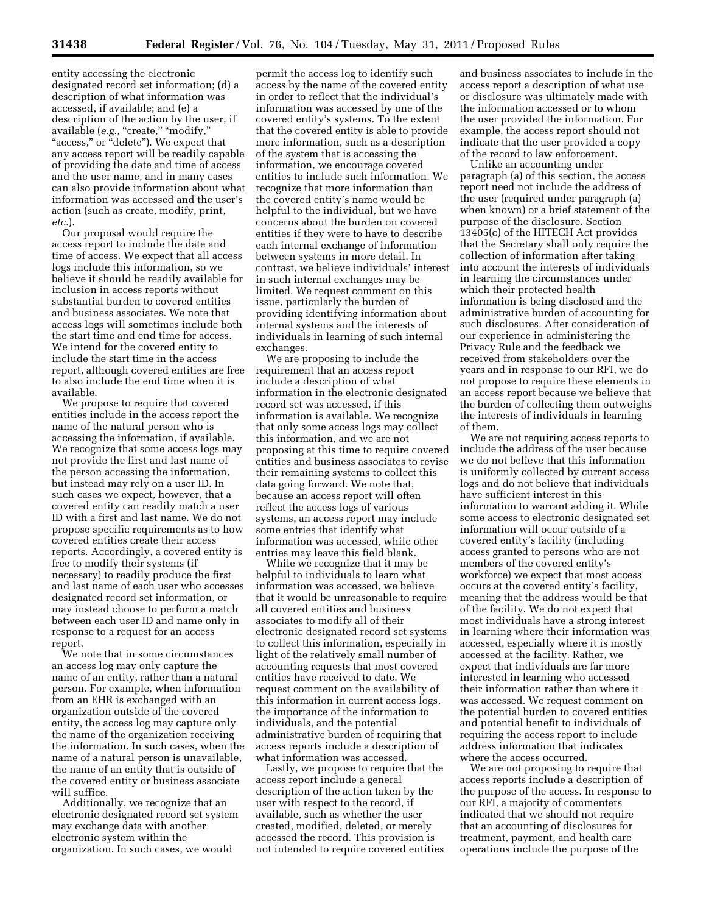entity accessing the electronic designated record set information; (d) a description of what information was accessed, if available; and (e) a description of the action by the user, if available (*e.g.*, "create," "modify," "access," or "delete"). We expect that any access report will be readily capable of providing the date and time of access and the user name, and in many cases can also provide information about what information was accessed and the user's action (such as create, modify, print, *etc.*).

Our proposal would require the access report to include the date and time of access. We expect that all access logs include this information, so we believe it should be readily available for inclusion in access reports without substantial burden to covered entities and business associates. We note that access logs will sometimes include both the start time and end time for access. We intend for the covered entity to include the start time in the access report, although covered entities are free to also include the end time when it is available.

We propose to require that covered entities include in the access report the name of the natural person who is accessing the information, if available. We recognize that some access logs may not provide the first and last name of the person accessing the information, but instead may rely on a user ID. In such cases we expect, however, that a covered entity can readily match a user ID with a first and last name. We do not propose specific requirements as to how covered entities create their access reports. Accordingly, a covered entity is free to modify their systems (if necessary) to readily produce the first and last name of each user who accesses designated record set information, or may instead choose to perform a match between each user ID and name only in response to a request for an access report.

We note that in some circumstances an access log may only capture the name of an entity, rather than a natural person. For example, when information from an EHR is exchanged with an organization outside of the covered entity, the access log may capture only the name of the organization receiving the information. In such cases, when the name of a natural person is unavailable, the name of an entity that is outside of the covered entity or business associate will suffice.

Additionally, we recognize that an electronic designated record set system may exchange data with another electronic system within the organization. In such cases, we would permit the access log to identify such access by the name of the covered entity in order to reflect that the individual's information was accessed by one of the covered entity's systems. To the extent that the covered entity is able to provide more information, such as a description of the system that is accessing the information, we encourage covered entities to include such information. We recognize that more information than the covered entity's name would be helpful to the individual, but we have concerns about the burden on covered entities if they were to have to describe each internal exchange of information between systems in more detail. In contrast, we believe individuals' interest in such internal exchanges may be limited. We request comment on this issue, particularly the burden of providing identifying information about internal systems and the interests of individuals in learning of such internal exchanges.

We are proposing to include the requirement that an access report include a description of what information in the electronic designated record set was accessed, if this information is available. We recognize that only some access logs may collect this information, and we are not proposing at this time to require covered entities and business associates to revise their remaining systems to collect this data going forward. We note that, because an access report will often reflect the access logs of various systems, an access report may include some entries that identify what information was accessed, while other entries may leave this field blank.

While we recognize that it may be helpful to individuals to learn what information was accessed, we believe that it would be unreasonable to require all covered entities and business associates to modify all of their electronic designated record set systems to collect this information, especially in light of the relatively small number of accounting requests that most covered entities have received to date. We request comment on the availability of this information in current access logs, the importance of the information to individuals, and the potential administrative burden of requiring that access reports include a description of what information was accessed.

Lastly, we propose to require that the access report include a general description of the action taken by the user with respect to the record, if available, such as whether the user created, modified, deleted, or merely accessed the record. This provision is not intended to require covered entities and business associates to include in the access report a description of what use or disclosure was ultimately made with the information accessed or to whom the user provided the information. For example, the access report should not indicate that the user provided a copy of the record to law enforcement.

Unlike an accounting under paragraph (a) of this section, the access report need not include the address of the user (required under paragraph (a) when known) or a brief statement of the purpose of the disclosure. Section 13405(c) of the HITECH Act provides that the Secretary shall only require the collection of information after taking into account the interests of individuals in learning the circumstances under which their protected health information is being disclosed and the administrative burden of accounting for such disclosures. After consideration of our experience in administering the Privacy Rule and the feedback we received from stakeholders over the years and in response to our RFI, we do not propose to require these elements in an access report because we believe that the burden of collecting them outweighs the interests of individuals in learning of them.

We are not requiring access reports to include the address of the user because we do not believe that this information is uniformly collected by current access logs and do not believe that individuals have sufficient interest in this information to warrant adding it. While some access to electronic designated set information will occur outside of a covered entity's facility (including access granted to persons who are not members of the covered entity's workforce) we expect that most access occurs at the covered entity's facility, meaning that the address would be that of the facility. We do not expect that most individuals have a strong interest in learning where their information was accessed, especially where it is mostly accessed at the facility. Rather, we expect that individuals are far more interested in learning who accessed their information rather than where it was accessed. We request comment on the potential burden to covered entities and potential benefit to individuals of requiring the access report to include address information that indicates where the access occurred.

We are not proposing to require that access reports include a description of the purpose of the access. In response to our RFI, a majority of commenters indicated that we should not require that an accounting of disclosures for treatment, payment, and health care operations include the purpose of the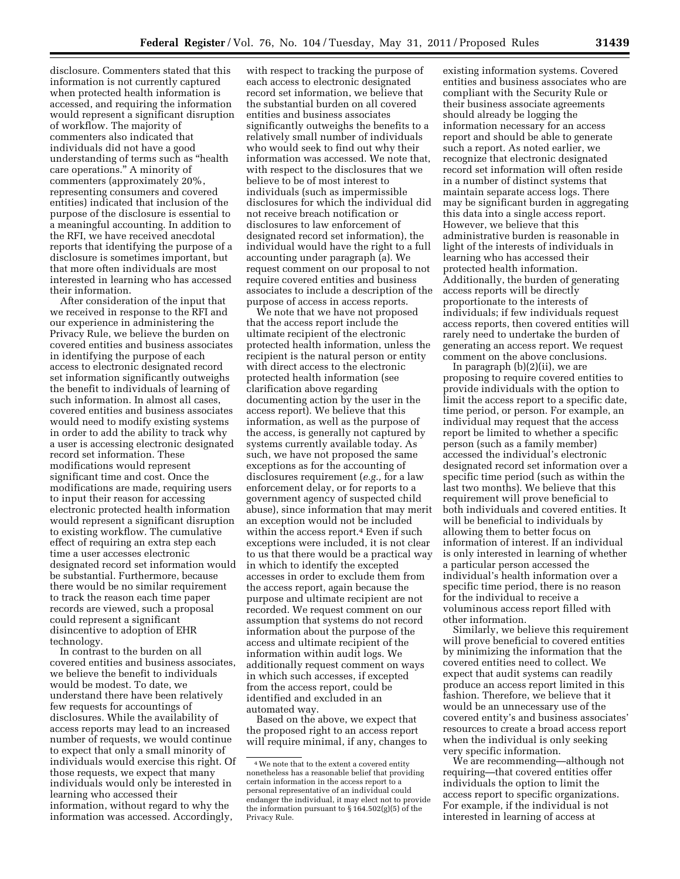disclosure. Commenters stated that this information is not currently captured when protected health information is accessed, and requiring the information would represent a significant disruption of workflow. The majority of commenters also indicated that individuals did not have a good understanding of terms such as "health care operations." A minority of commenters (approximately 20%, representing consumers and covered entities) indicated that inclusion of the purpose of the disclosure is essential to a meaningful accounting. In addition to the RFI, we have received anecdotal reports that identifying the purpose of a disclosure is sometimes important, but that more often individuals are most interested in learning who has accessed their information.

After consideration of the input that we received in response to the RFI and our experience in administering the Privacy Rule, we believe the burden on covered entities and business associates in identifying the purpose of each access to electronic designated record set information significantly outweighs the benefit to individuals of learning of such information. In almost all cases, covered entities and business associates would need to modify existing systems in order to add the ability to track why a user is accessing electronic designated record set information. These modifications would represent significant time and cost. Once the modifications are made, requiring users to input their reason for accessing electronic protected health information would represent a significant disruption to existing workflow. The cumulative effect of requiring an extra step each time a user accesses electronic designated record set information would be substantial. Furthermore, because there would be no similar requirement to track the reason each time paper records are viewed, such a proposal could represent a significant disincentive to adoption of EHR technology.

In contrast to the burden on all covered entities and business associates, we believe the benefit to individuals would be modest. To date, we understand there have been relatively few requests for accountings of disclosures. While the availability of access reports may lead to an increased number of requests, we would continue to expect that only a small minority of individuals would exercise this right. Of those requests, we expect that many individuals would only be interested in learning who accessed their information, without regard to why the information was accessed. Accordingly, with respect to tracking the purpose of each access to electronic designated record set information, we believe that the substantial burden on all covered entities and business associates significantly outweighs the benefits to a relatively small number of individuals who would seek to find out why their information was accessed. We note that, with respect to the disclosures that we believe to be of most interest to individuals (such as impermissible disclosures for which the individual did not receive breach notification or disclosures to law enforcement of designated record set information), the individual would have the right to a full accounting under paragraph (a). We request comment on our proposal to not require covered entities and business associates to include a description of the purpose of access in access reports.

We note that we have not proposed that the access report include the ultimate recipient of the electronic protected health information, unless the recipient is the natural person or entity with direct access to the electronic protected health information (see clarification above regarding documenting action by the user in the access report). We believe that this information, as well as the purpose of the access, is generally not captured by systems currently available today. As such, we have not proposed the same exceptions as for the accounting of disclosures requirement (*e.g.,* for a law enforcement delay, or for reports to a government agency of suspected child abuse), since information that may merit an exception would not be included within the access report.[4] Even if such exceptions were included, it is not clear to us that there would be a practical way in which to identify the excepted accesses in order to exclude them from the access report, again because the purpose and ultimate recipient are not recorded. We request comment on our assumption that systems do not record information about the purpose of the access and ultimate recipient of the information within audit logs. We additionally request comment on ways in which such accesses, if excepted from the access report, could be identified and excluded in an automated way.

Based on the above, we expect that the proposed right to an access report will require minimal, if any, changes to existing information systems. Covered entities and business associates who are compliant with the Security Rule or their business associate agreements should already be logging the information necessary for an access report and should be able to generate such a report. As noted earlier, we recognize that electronic designated record set information will often reside in a number of distinct systems that maintain separate access logs. There may be significant burden in aggregating this data into a single access report. However, we believe that this administrative burden is reasonable in light of the interests of individuals in learning who has accessed their protected health information. Additionally, the burden of generating access reports will be directly proportionate to the interests of individuals; if few individuals request access reports, then covered entities will rarely need to undertake the burden of generating an access report. We request comment on the above conclusions.

In paragraph (b)(2)(ii), we are proposing to require covered entities to provide individuals with the option to limit the access report to a specific date, time period, or person. For example, an individual may request that the access report be limited to whether a specific person (such as a family member) accessed the individual's electronic designated record set information over a specific time period (such as within the last two months). We believe that this requirement will prove beneficial to both individuals and covered entities. It will be beneficial to individuals by allowing them to better focus on information of interest. If an individual is only interested in learning of whether a particular person accessed the individual's health information over a specific time period, there is no reason for the individual to receive a voluminous access report filled with other information.

Similarly, we believe this requirement will prove beneficial to covered entities by minimizing the information that the covered entities need to collect. We expect that audit systems can readily produce an access report limited in this fashion. Therefore, we believe that it would be an unnecessary use of the covered entity's and business associates' resources to create a broad access report when the individual is only seeking very specific information.

We are recommending—although not requiring—that covered entities offer individuals the option to limit the access report to specific organizations. For example, if the individual is not interested in learning of access at

---

[4] We note that to the extent a covered entity nonetheless has a reasonable belief that providing certain information in the access report to a personal representative of an individual could endanger the individual, it may elect not to provide the information pursuant to § 164.502(g)(5) of the Privacy Rule.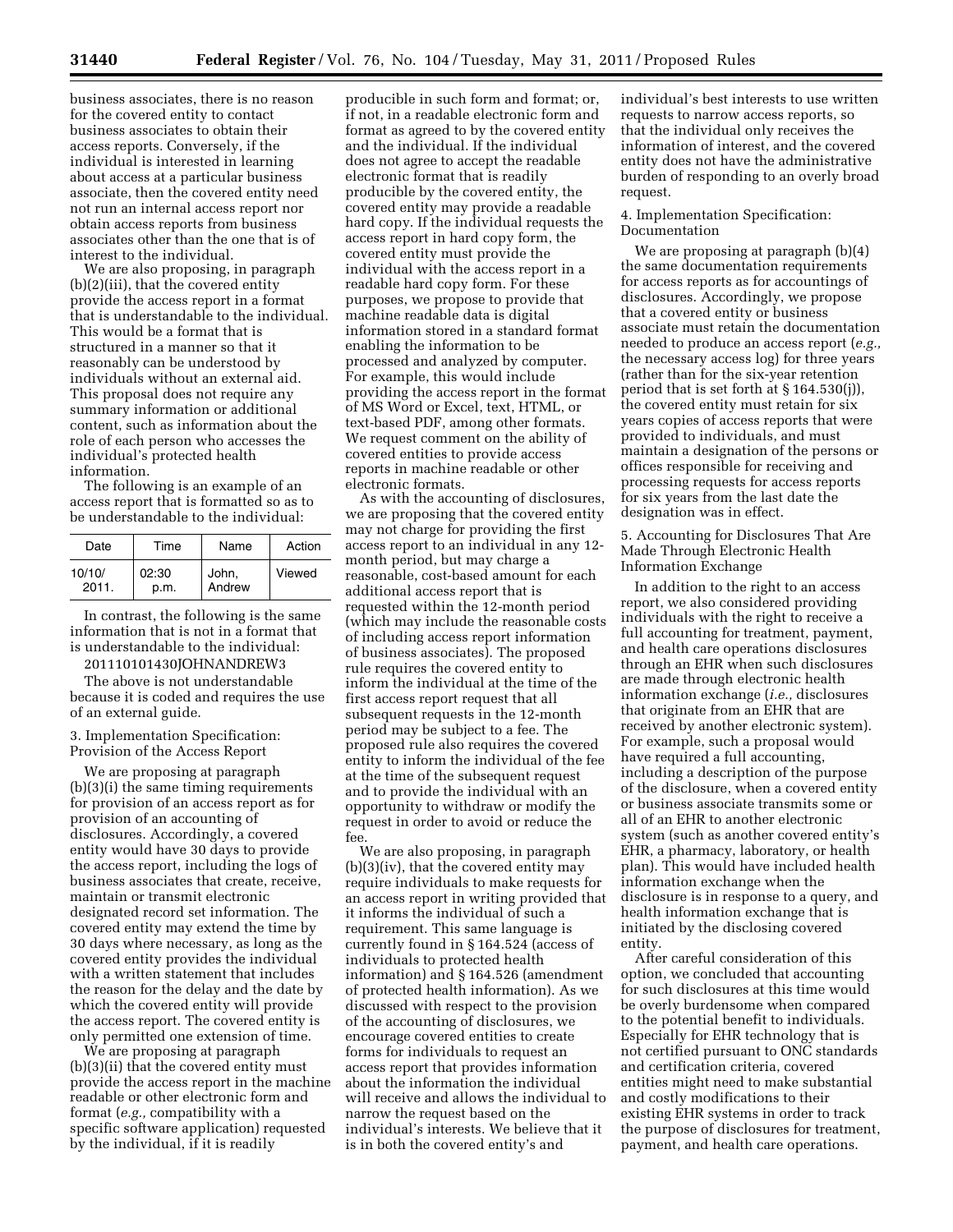business associates, there is no reason for the covered entity to contact business associates to obtain their access reports. Conversely, if the individual is interested in learning about access at a particular business associate, then the covered entity need not run an internal access report nor obtain access reports from business associates other than the one that is of interest to the individual.

We are also proposing, in paragraph (b)(2)(iii), that the covered entity provide the access report in a format that is understandable to the individual. This would be a format that is structured in a manner so that it reasonably can be understood by individuals without an external aid. This proposal does not require any summary information or additional content, such as information about the role of each person who accesses the individual's protected health information.

The following is an example of an access report that is formatted so as to be understandable to the individual:

| Date | Time | Name | Action |
| --- | --- | --- | --- |
| 10/10/ 2011. | 02:30 p.m. | John, Andrew | Viewed |

In contrast, the following is the same information that is not in a format that is understandable to the individual:

201110101430JOHNANDREW3

The above is not understandable because it is coded and requires the use of an external guide.

3. Implementation Specification: Provision of the Access Report

We are proposing at paragraph (b)(3)(i) the same timing requirements for provision of an access report as for provision of an accounting of disclosures. Accordingly, a covered entity would have 30 days to provide the access report, including the logs of business associates that create, receive, maintain or transmit electronic designated record set information. The covered entity may extend the time by 30 days where necessary, as long as the covered entity provides the individual with a written statement that includes the reason for the delay and the date by which the covered entity will provide the access report. The covered entity is only permitted one extension of time.

We are proposing at paragraph (b)(3)(ii) that the covered entity must provide the access report in the machine readable or other electronic form and format (*e.g.,* compatibility with a specific software application) requested by the individual, if it is readily producible in such form and format; or, if not, in a readable electronic form and format as agreed to by the covered entity and the individual. If the individual does not agree to accept the readable electronic format that is readily producible by the covered entity, the covered entity may provide a readable hard copy. If the individual requests the access report in hard copy form, the covered entity must provide the individual with the access report in a readable hard copy form. For these purposes, we propose to provide that machine readable data is digital information stored in a standard format enabling the information to be processed and analyzed by computer. For example, this would include providing the access report in the format of MS Word or Excel, text, HTML, or text-based PDF, among other formats. We request comment on the ability of covered entities to provide access reports in machine readable or other electronic formats.

As with the accounting of disclosures, we are proposing that the covered entity may not charge for providing the first access report to an individual in any 12-month period, but may charge a reasonable, cost-based amount for each additional access report that is requested within the 12-month period (which may include the reasonable costs of including access report information of business associates). The proposed rule requires the covered entity to inform the individual at the time of the first access report request that all subsequent requests in the 12-month period may be subject to a fee. The proposed rule also requires the covered entity to inform the individual of the fee at the time of the subsequent request and to provide the individual with an opportunity to withdraw or modify the request in order to avoid or reduce the fee.

We are also proposing, in paragraph (b)(3)(iv), that the covered entity may require individuals to make requests for an access report in writing provided that it informs the individual of such a requirement. This same language is currently found in § 164.524 (access of individuals to protected health information) and § 164.526 (amendment of protected health information). As we discussed with respect to the provision of the accounting of disclosures, we encourage covered entities to create forms for individuals to request an access report that provides information about the information the individual will receive and allows the individual to narrow the request based on the individual's interests. We believe that it is in both the covered entity's and individual's best interests to use written requests to narrow access reports, so that the individual only receives the information of interest, and the covered entity does not have the administrative burden of responding to an overly broad request.

4. Implementation Specification: Documentation

We are proposing at paragraph (b)(4) the same documentation requirements for access reports as for accountings of disclosures. Accordingly, we propose that a covered entity or business associate must retain the documentation needed to produce an access report (*e.g.,* the necessary access log) for three years (rather than for the six-year retention period that is set forth at § 164.530(j)), the covered entity must retain for six years copies of access reports that were provided to individuals, and must maintain a designation of the persons or offices responsible for receiving and processing requests for access reports for six years from the last date the designation was in effect.

5. Accounting for Disclosures That Are Made Through Electronic Health Information Exchange

In addition to the right to an access report, we also considered providing individuals with the right to receive a full accounting for treatment, payment, and health care operations disclosures through an EHR when such disclosures are made through electronic health information exchange (*i.e.,* disclosures that originate from an EHR that are received by another electronic system). For example, such a proposal would have required a full accounting, including a description of the purpose of the disclosure, when a covered entity or business associate transmits some or all of an EHR to another electronic system (such as another covered entity's EHR, a pharmacy, laboratory, or health plan). This would have included health information exchange when the disclosure is in response to a query, and health information exchange that is initiated by the disclosing covered entity.

After careful consideration of this option, we concluded that accounting for such disclosures at this time would be overly burdensome when compared to the potential benefit to individuals. Especially for EHR technology that is not certified pursuant to ONC standards and certification criteria, covered entities might need to make substantial and costly modifications to their existing EHR systems in order to track the purpose of disclosures for treatment, payment, and health care operations.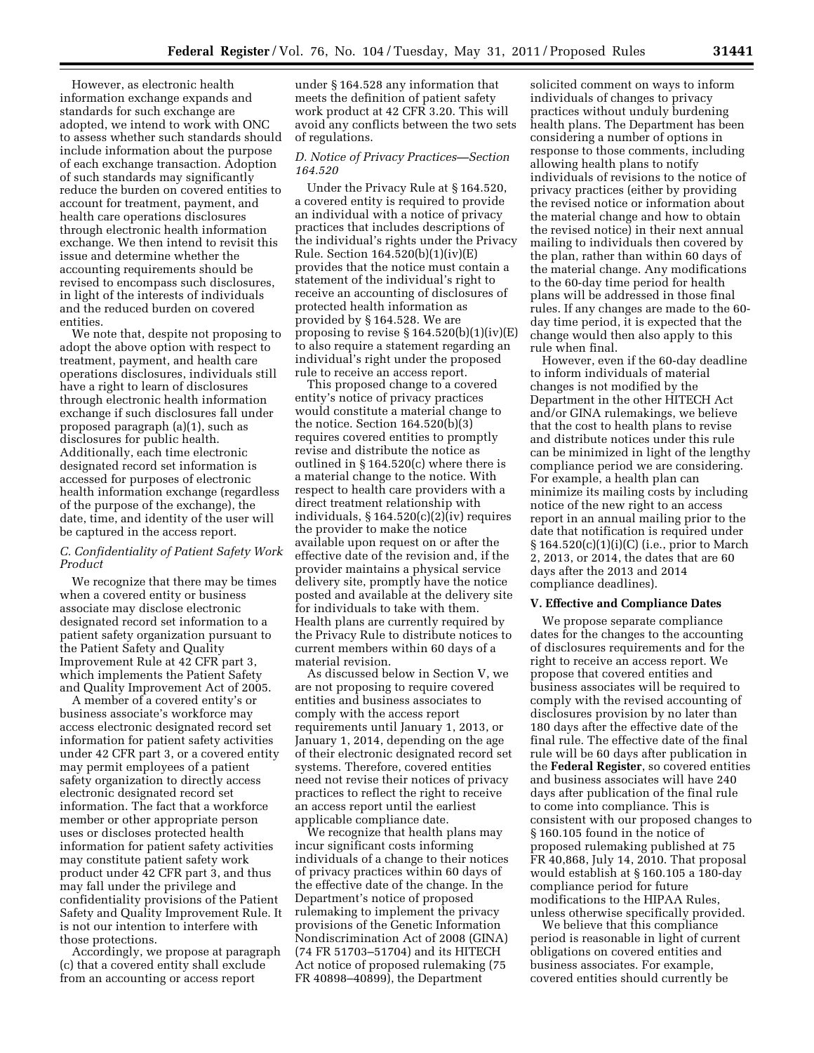However, as electronic health information exchange expands and standards for such exchange are adopted, we intend to work with ONC to assess whether such standards should include information about the purpose of each exchange transaction. Adoption of such standards may significantly reduce the burden on covered entities to account for treatment, payment, and health care operations disclosures through electronic health information exchange. We then intend to revisit this issue and determine whether the accounting requirements should be revised to encompass such disclosures, in light of the interests of individuals and the reduced burden on covered entities.

We note that, despite not proposing to adopt the above option with respect to treatment, payment, and health care operations disclosures, individuals still have a right to learn of disclosures through electronic health information exchange if such disclosures fall under proposed paragraph (a)(1), such as disclosures for public health. Additionally, each time electronic designated record set information is accessed for purposes of electronic health information exchange (regardless of the purpose of the exchange), the date, time, and identity of the user will be captured in the access report.

### C. Confidentiality of Patient Safety Work Product

We recognize that there may be times when a covered entity or business associate may disclose electronic designated record set information to a patient safety organization pursuant to the Patient Safety and Quality Improvement Rule at 42 CFR part 3, which implements the Patient Safety and Quality Improvement Act of 2005.

A member of a covered entity's or business associate's workforce may access electronic designated record set information for patient safety activities under 42 CFR part 3, or a covered entity may permit employees of a patient safety organization to directly access electronic designated record set information. The fact that a workforce member or other appropriate person uses or discloses protected health information for patient safety activities may constitute patient safety work product under 42 CFR part 3, and thus may fall under the privilege and confidentiality provisions of the Patient Safety and Quality Improvement Rule. It is not our intention to interfere with those protections.

Accordingly, we propose at paragraph (c) that a covered entity shall exclude from an accounting or access report under § 164.528 any information that meets the definition of patient safety work product at 42 CFR 3.20. This will avoid any conflicts between the two sets of regulations.

### D. Notice of Privacy Practices—Section 164.520

Under the Privacy Rule at § 164.520, a covered entity is required to provide an individual with a notice of privacy practices that includes descriptions of the individual's rights under the Privacy Rule. Section 164.520(b)(1)(iv)(E) provides that the notice must contain a statement of the individual's right to receive an accounting of disclosures of protected health information as provided by § 164.528. We are proposing to revise § 164.520(b)(1)(iv)(E) to also require a statement regarding an individual's right under the proposed rule to receive an access report.

This proposed change to a covered entity's notice of privacy practices would constitute a material change to the notice. Section 164.520(b)(3) requires covered entities to promptly revise and distribute the notice as outlined in § 164.520(c) where there is a material change to the notice. With respect to health care providers with a direct treatment relationship with individuals, § 164.520(c)(2)(iv) requires the provider to make the notice available upon request on or after the effective date of the revision and, if the provider maintains a physical service delivery site, promptly have the notice posted and available at the delivery site for individuals to take with them. Health plans are currently required by the Privacy Rule to distribute notices to current members within 60 days of a material revision.

As discussed below in Section V, we are not proposing to require covered entities and business associates to comply with the access report requirements until January 1, 2013, or January 1, 2014, depending on the age of their electronic designated record set systems. Therefore, covered entities need not revise their notices of privacy practices to reflect the right to receive an access report until the earliest applicable compliance date.

We recognize that health plans may incur significant costs informing individuals of a change to their notices of privacy practices within 60 days of the effective date of the change. In the Department's notice of proposed rulemaking to implement the privacy provisions of the Genetic Information Nondiscrimination Act of 2008 (GINA) (74 FR 51703–51704) and its HITECH Act notice of proposed rulemaking (75 FR 40898–40899), the Department solicited comment on ways to inform individuals of changes to privacy practices without unduly burdening health plans. The Department has been considering a number of options in response to those comments, including allowing health plans to notify individuals of revisions to the notice of privacy practices (either by providing the revised notice or information about the material change and how to obtain the revised notice) in their next annual mailing to individuals then covered by the plan, rather than within 60 days of the material change. Any modifications to the 60-day time period for health plans will be addressed in those final rules. If any changes are made to the 60-day time period, it is expected that the change would then also apply to this rule when final.

However, even if the 60-day deadline to inform individuals of material changes is not modified by the Department in the other HITECH Act and/or GINA rulemakings, we believe that the cost to health plans to revise and distribute notices under this rule can be minimized in light of the lengthy compliance period we are considering. For example, a health plan can minimize its mailing costs by including notice of the new right to an access report in an annual mailing prior to the date that notification is required under § 164.520(c)(1)(i)(C) (i.e., prior to March 2, 2013, or 2014, the dates that are 60 days after the 2013 and 2014 compliance deadlines).

## V. Effective and Compliance Dates

We propose separate compliance dates for the changes to the accounting of disclosures requirements and for the right to receive an access report. We propose that covered entities and business associates will be required to comply with the revised accounting of disclosures provision by no later than 180 days after the effective date of the final rule. The effective date of the final rule will be 60 days after publication in the **Federal Register**, so covered entities and business associates will have 240 days after publication of the final rule to come into compliance. This is consistent with our proposed changes to § 160.105 found in the notice of proposed rulemaking published at 75 FR 40,868, July 14, 2010. That proposal would establish at § 160.105 a 180-day compliance period for future modifications to the HIPAA Rules, unless otherwise specifically provided.

We believe that this compliance period is reasonable in light of current obligations on covered entities and business associates. For example, covered entities should currently be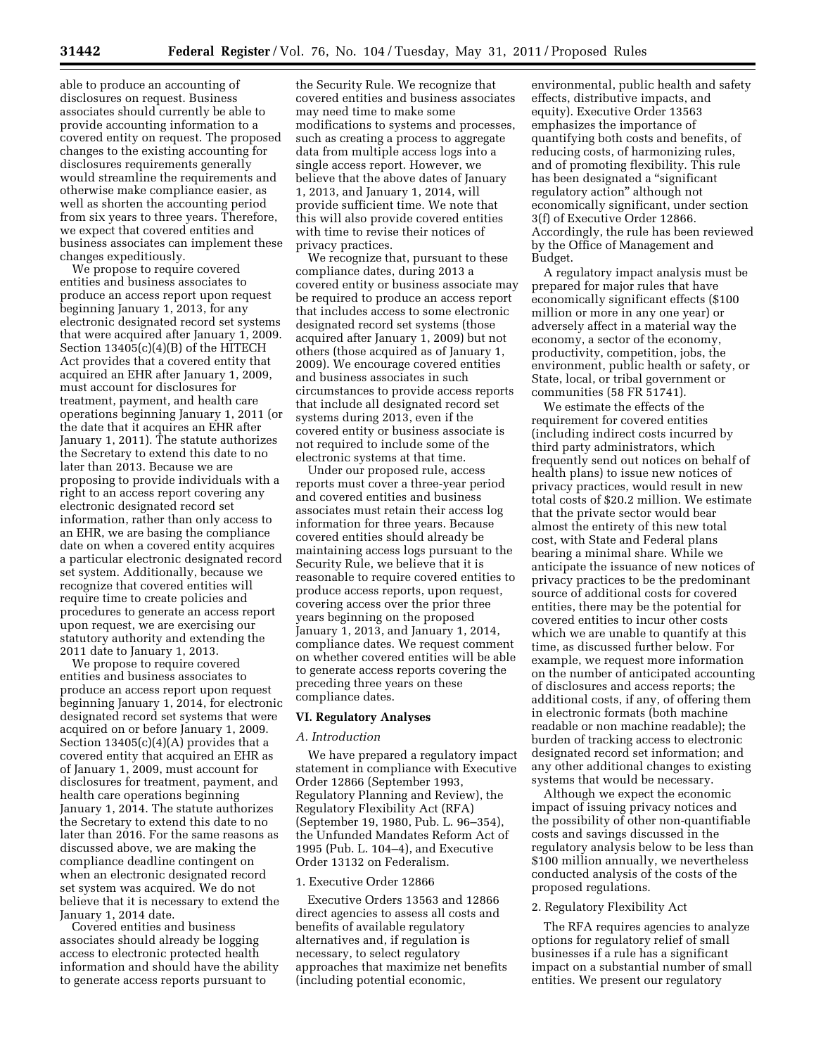able to produce an accounting of disclosures on request. Business associates should currently be able to provide accounting information to a covered entity on request. The proposed changes to the existing accounting for disclosures requirements generally would streamline the requirements and otherwise make compliance easier, as well as shorten the accounting period from six years to three years. Therefore, we expect that covered entities and business associates can implement these changes expeditiously.

We propose to require covered entities and business associates to produce an access report upon request beginning January 1, 2013, for any electronic designated record set systems that were acquired after January 1, 2009. Section 13405(c)(4)(B) of the HITECH Act provides that a covered entity that acquired an EHR after January 1, 2009, must account for disclosures for treatment, payment, and health care operations beginning January 1, 2011 (or the date that it acquires an EHR after January 1, 2011). The statute authorizes the Secretary to extend this date to no later than 2013. Because we are proposing to provide individuals with a right to an access report covering any electronic designated record set information, rather than only access to an EHR, we are basing the compliance date on when a covered entity acquires a particular electronic designated record set system. Additionally, because we recognize that covered entities will require time to create policies and procedures to generate an access report upon request, we are exercising our statutory authority and extending the 2011 date to January 1, 2013.

We propose to require covered entities and business associates to produce an access report upon request beginning January 1, 2014, for electronic designated record set systems that were acquired on or before January 1, 2009. Section 13405(c)(4)(A) provides that a covered entity that acquired an EHR as of January 1, 2009, must account for disclosures for treatment, payment, and health care operations beginning January 1, 2014. The statute authorizes the Secretary to extend this date to no later than 2016. For the same reasons as discussed above, we are making the compliance deadline contingent on when an electronic designated record set system was acquired. We do not believe that it is necessary to extend the January 1, 2014 date.

Covered entities and business associates should already be logging access to electronic protected health information and should have the ability to generate access reports pursuant to the Security Rule. We recognize that covered entities and business associates may need time to make some modifications to systems and processes, such as creating a process to aggregate data from multiple access logs into a single access report. However, we believe that the above dates of January 1, 2013, and January 1, 2014, will provide sufficient time. We note that this will also provide covered entities with time to revise their notices of privacy practices.

We recognize that, pursuant to these compliance dates, during 2013 a covered entity or business associate may be required to produce an access report that includes access to some electronic designated record set systems (those acquired after January 1, 2009) but not others (those acquired as of January 1, 2009). We encourage covered entities and business associates in such circumstances to provide access reports that include all designated record set systems during 2013, even if the covered entity or business associate is not required to include some of the electronic systems at that time.

Under our proposed rule, access reports must cover a three-year period and covered entities and business associates must retain their access log information for three years. Because covered entities should already be maintaining access logs pursuant to the Security Rule, we believe that it is reasonable to require covered entities to produce access reports, upon request, covering access over the prior three years beginning on the proposed January 1, 2013, and January 1, 2014, compliance dates. We request comment on whether covered entities will be able to generate access reports covering the preceding three years on these compliance dates.

## VI. Regulatory Analyses

### *A. Introduction*

We have prepared a regulatory impact statement in compliance with Executive Order 12866 (September 1993, Regulatory Planning and Review), the Regulatory Flexibility Act (RFA) (September 19, 1980, Pub. L. 96–354), the Unfunded Mandates Reform Act of 1995 (Pub. L. 104–4), and Executive Order 13132 on Federalism.

#### 1. Executive Order 12866

Executive Orders 13563 and 12866 direct agencies to assess all costs and benefits of available regulatory alternatives and, if regulation is necessary, to select regulatory approaches that maximize net benefits (including potential economic, environmental, public health and safety effects, distributive impacts, and equity). Executive Order 13563 emphasizes the importance of quantifying both costs and benefits, of reducing costs, of harmonizing rules, and of promoting flexibility. This rule has been designated a "significant regulatory action" although not economically significant, under section 3(f) of Executive Order 12866. Accordingly, the rule has been reviewed by the Office of Management and Budget.

A regulatory impact analysis must be prepared for major rules that have economically significant effects ($100 million or more in any one year) or adversely affect in a material way the economy, a sector of the economy, productivity, competition, jobs, the environment, public health or safety, or State, local, or tribal government or communities (58 FR 51741).

We estimate the effects of the requirement for covered entities (including indirect costs incurred by third party administrators, which frequently send out notices on behalf of health plans) to issue new notices of privacy practices, would result in new total costs of $20.2 million. We estimate that the private sector would bear almost the entirety of this new total cost, with State and Federal plans bearing a minimal share. While we anticipate the issuance of new notices of privacy practices to be the predominant source of additional costs for covered entities, there may be the potential for covered entities to incur other costs which we are unable to quantify at this time, as discussed further below. For example, we request more information on the number of anticipated accounting of disclosures and access reports; the additional costs, if any, of offering them in electronic formats (both machine readable or non machine readable); the burden of tracking access to electronic designated record set information; and any other additional changes to existing systems that would be necessary.

Although we expect the economic impact of issuing privacy notices and the possibility of other non-quantifiable costs and savings discussed in the regulatory analysis below to be less than $100 million annually, we nevertheless conducted analysis of the costs of the proposed regulations.

#### 2. Regulatory Flexibility Act

The RFA requires agencies to analyze options for regulatory relief of small businesses if a rule has a significant impact on a substantial number of small entities. We present our regulatory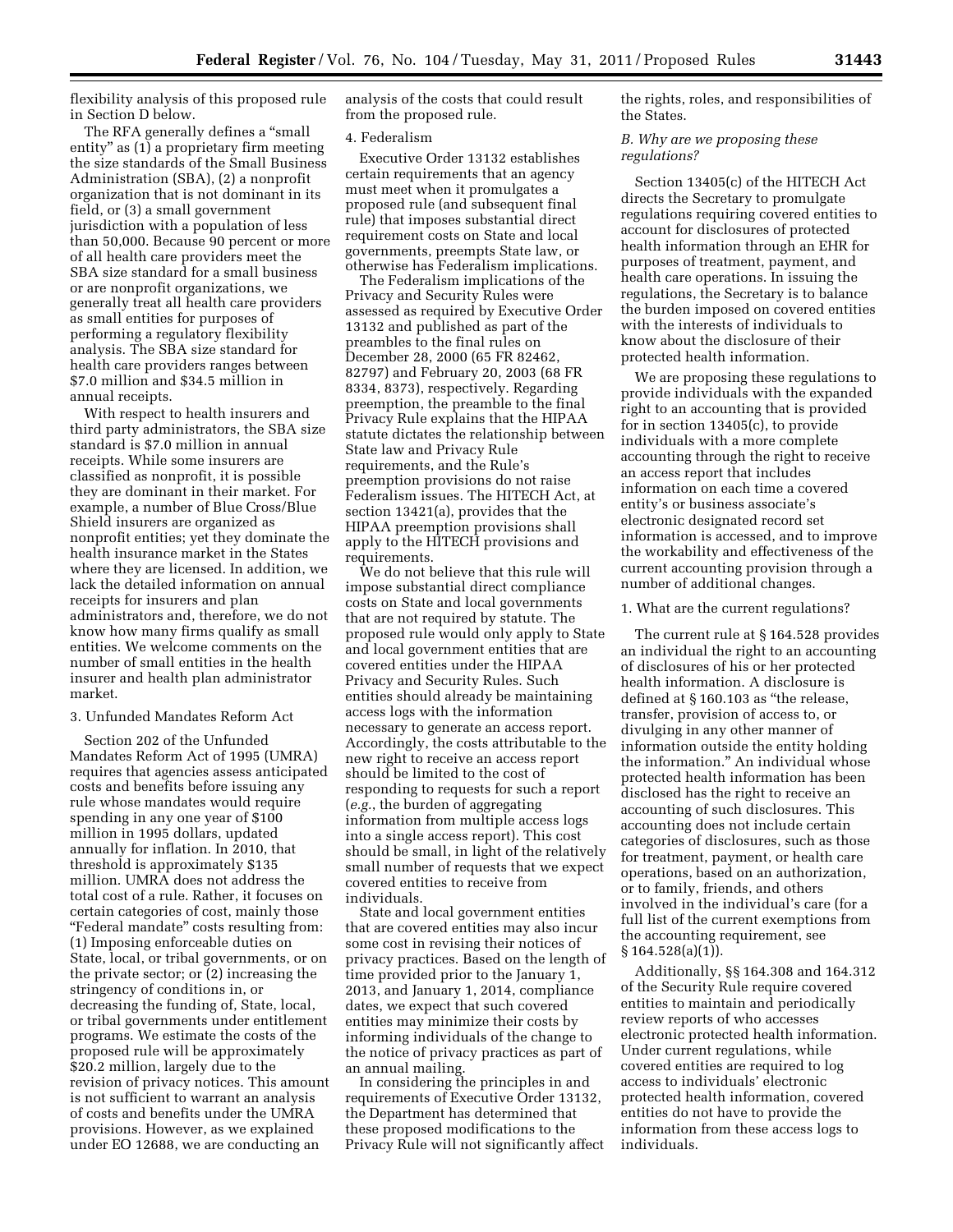flexibility analysis of this proposed rule in Section D below.

The RFA generally defines a "small entity" as (1) a proprietary firm meeting the size standards of the Small Business Administration (SBA), (2) a nonprofit organization that is not dominant in its field, or (3) a small government jurisdiction with a population of less than 50,000. Because 90 percent or more of all health care providers meet the SBA size standard for a small business or are nonprofit organizations, we generally treat all health care providers as small entities for purposes of performing a regulatory flexibility analysis. The SBA size standard for health care providers ranges between $7.0 million and $34.5 million in annual receipts.

With respect to health insurers and third party administrators, the SBA size standard is $7.0 million in annual receipts. While some insurers are classified as nonprofit, it is possible they are dominant in their market. For example, a number of Blue Cross/Blue Shield insurers are organized as nonprofit entities; yet they dominate the health insurance market in the States where they are licensed. In addition, we lack the detailed information on annual receipts for insurers and plan administrators and, therefore, we do not know how many firms qualify as small entities. We welcome comments on the number of small entities in the health insurer and health plan administrator market.

3. Unfunded Mandates Reform Act

Section 202 of the Unfunded Mandates Reform Act of 1995 (UMRA) requires that agencies assess anticipated costs and benefits before issuing any rule whose mandates would require spending in any one year of $100 million in 1995 dollars, updated annually for inflation. In 2010, that threshold is approximately $135 million. UMRA does not address the total cost of a rule. Rather, it focuses on certain categories of cost, mainly those "Federal mandate" costs resulting from: (1) Imposing enforceable duties on State, local, or tribal governments, or on the private sector; or (2) increasing the stringency of conditions in, or decreasing the funding of, State, local, or tribal governments under entitlement programs. We estimate the costs of the proposed rule will be approximately $20.2 million, largely due to the revision of privacy notices. This amount is not sufficient to warrant an analysis of costs and benefits under the UMRA provisions. However, as we explained under EO 12688, we are conducting an analysis of the costs that could result from the proposed rule.

4. Federalism

Executive Order 13132 establishes certain requirements that an agency must meet when it promulgates a proposed rule (and subsequent final rule) that imposes substantial direct requirement costs on State and local governments, preempts State law, or otherwise has Federalism implications.

The Federalism implications of the Privacy and Security Rules were assessed as required by Executive Order 13132 and published as part of the preambles to the final rules on December 28, 2000 (65 FR 82462, 82797) and February 20, 2003 (68 FR 8334, 8373), respectively. Regarding preemption, the preamble to the final Privacy Rule explains that the HIPAA statute dictates the relationship between State law and Privacy Rule requirements, and the Rule's preemption provisions do not raise Federalism issues. The HITECH Act, at section 13421(a), provides that the HIPAA preemption provisions shall apply to the HITECH provisions and requirements.

We do not believe that this rule will impose substantial direct compliance costs on State and local governments that are not required by statute. The proposed rule would only apply to State and local government entities that are covered entities under the HIPAA Privacy and Security Rules. Such entities should already be maintaining access logs with the information necessary to generate an access report. Accordingly, the costs attributable to the new right to receive an access report should be limited to the cost of responding to requests for such a report (*e.g.*, the burden of aggregating information from multiple access logs into a single access report). This cost should be small, in light of the relatively small number of requests that we expect covered entities to receive from individuals.

State and local government entities that are covered entities may also incur some cost in revising their notices of privacy practices. Based on the length of time provided prior to the January 1, 2013, and January 1, 2014, compliance dates, we expect that such covered entities may minimize their costs by informing individuals of the change to the notice of privacy practices as part of an annual mailing.

In considering the principles in and requirements of Executive Order 13132, the Department has determined that these proposed modifications to the Privacy Rule will not significantly affect the rights, roles, and responsibilities of the States.

### *B. Why are we proposing these regulations?*

Section 13405(c) of the HITECH Act directs the Secretary to promulgate regulations requiring covered entities to account for disclosures of protected health information through an EHR for purposes of treatment, payment, and health care operations. In issuing the regulations, the Secretary is to balance the burden imposed on covered entities with the interests of individuals to know about the disclosure of their protected health information.

We are proposing these regulations to provide individuals with the expanded right to an accounting that is provided for in section 13405(c), to provide individuals with a more complete accounting through the right to receive an access report that includes information on each time a covered entity's or business associate's electronic designated record set information is accessed, and to improve the workability and effectiveness of the current accounting provision through a number of additional changes.

1. What are the current regulations?

The current rule at § 164.528 provides an individual the right to an accounting of disclosures of his or her protected health information. A disclosure is defined at § 160.103 as "the release, transfer, provision of access to, or divulging in any other manner of information outside the entity holding the information." An individual whose protected health information has been disclosed has the right to receive an accounting of such disclosures. This accounting does not include certain categories of disclosures, such as those for treatment, payment, or health care operations, based on an authorization, or to family, friends, and others involved in the individual's care (for a full list of the current exemptions from the accounting requirement, see § 164.528(a)(1)).

Additionally, §§ 164.308 and 164.312 of the Security Rule require covered entities to maintain and periodically review reports of who accesses electronic protected health information. Under current regulations, while covered entities are required to log access to individuals' electronic protected health information, covered entities do not have to provide the information from these access logs to individuals.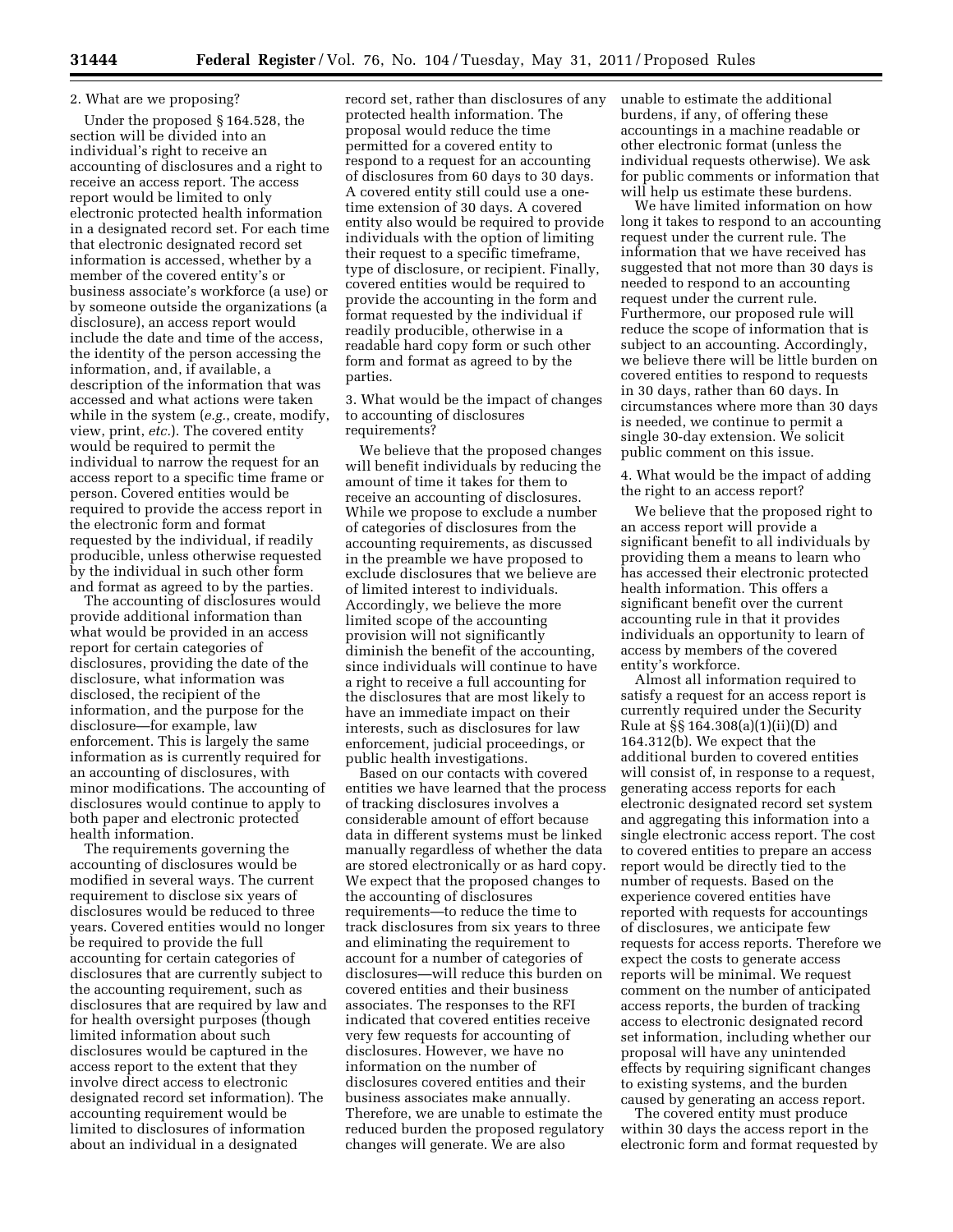2. What are we proposing?

Under the proposed § 164.528, the section will be divided into an individual's right to receive an accounting of disclosures and a right to receive an access report. The access report would be limited to only electronic protected health information in a designated record set. For each time that electronic designated record set information is accessed, whether by a member of the covered entity's or business associate's workforce (a use) or by someone outside the organizations (a disclosure), an access report would include the date and time of the access, the identity of the person accessing the information, and, if available, a description of the information that was accessed and what actions were taken while in the system (*e.g.*, create, modify, view, print, *etc.*). The covered entity would be required to permit the individual to narrow the request for an access report to a specific time frame or person. Covered entities would be required to provide the access report in the electronic form and format requested by the individual, if readily producible, unless otherwise requested by the individual in such other form and format as agreed to by the parties.

The accounting of disclosures would provide additional information than what would be provided in an access report for certain categories of disclosures, providing the date of the disclosure, what information was disclosed, the recipient of the information, and the purpose for the disclosure—for example, law enforcement. This is largely the same information as is currently required for an accounting of disclosures, with minor modifications. The accounting of disclosures would continue to apply to both paper and electronic protected health information.

The requirements governing the accounting of disclosures would be modified in several ways. The current requirement to disclose six years of disclosures would be reduced to three years. Covered entities would no longer be required to provide the full accounting for certain categories of disclosures that are currently subject to the accounting requirement, such as disclosures that are required by law and for health oversight purposes (though limited information about such disclosures would be captured in the access report to the extent that they involve direct access to electronic designated record set information). The accounting requirement would be limited to disclosures of information about an individual in a designated record set, rather than disclosures of any protected health information. The proposal would reduce the time permitted for a covered entity to respond to a request for an accounting of disclosures from 60 days to 30 days. A covered entity still could use a one-time extension of 30 days. A covered entity also would be required to provide individuals with the option of limiting their request to a specific timeframe, type of disclosure, or recipient. Finally, covered entities would be required to provide the accounting in the form and format requested by the individual if readily producible, otherwise in a readable hard copy form or such other form and format as agreed to by the parties.

3. What would be the impact of changes to accounting of disclosures requirements?

We believe that the proposed changes will benefit individuals by reducing the amount of time it takes for them to receive an accounting of disclosures. While we propose to exclude a number of categories of disclosures from the accounting requirements, as discussed in the preamble we have proposed to exclude disclosures that we believe are of limited interest to individuals. Accordingly, we believe the more limited scope of the accounting provision will not significantly diminish the benefit of the accounting, since individuals will continue to have a right to receive a full accounting for the disclosures that are most likely to have an immediate impact on their interests, such as disclosures for law enforcement, judicial proceedings, or public health investigations.

Based on our contacts with covered entities we have learned that the process of tracking disclosures involves a considerable amount of effort because data in different systems must be linked manually regardless of whether the data are stored electronically or as hard copy. We expect that the proposed changes to the accounting of disclosures requirements—to reduce the time to track disclosures from six years to three and eliminating the requirement to account for a number of categories of disclosures—will reduce this burden on covered entities and their business associates. The responses to the RFI indicated that covered entities receive very few requests for accounting of disclosures. However, we have no information on the number of disclosures covered entities and their business associates make annually. Therefore, we are unable to estimate the reduced burden the proposed regulatory changes will generate. We are also unable to estimate the additional burdens, if any, of offering these accountings in a machine readable or other electronic format (unless the individual requests otherwise). We ask for public comments or information that will help us estimate these burdens.

We have limited information on how long it takes to respond to an accounting request under the current rule. The information that we have received has suggested that not more than 30 days is needed to respond to an accounting request under the current rule. Furthermore, our proposed rule will reduce the scope of information that is subject to an accounting. Accordingly, we believe there will be little burden on covered entities to respond to requests in 30 days, rather than 60 days. In circumstances where more than 30 days is needed, we continue to permit a single 30-day extension. We solicit public comment on this issue.

4. What would be the impact of adding the right to an access report?

We believe that the proposed right to an access report will provide a significant benefit to all individuals by providing them a means to learn who has accessed their electronic protected health information. This offers a significant benefit over the current accounting rule in that it provides individuals an opportunity to learn of access by members of the covered entity's workforce.

Almost all information required to satisfy a request for an access report is currently required under the Security Rule at §§ 164.308(a)(1)(ii)(D) and 164.312(b). We expect that the additional burden to covered entities will consist of, in response to a request, generating access reports for each electronic designated record set system and aggregating this information into a single electronic access report. The cost to covered entities to prepare an access report would be directly tied to the number of requests. Based on the experience covered entities have reported with requests for accountings of disclosures, we anticipate few requests for access reports. Therefore we expect the costs to generate access reports will be minimal. We request comment on the number of anticipated access reports, the burden of tracking access to electronic designated record set information, including whether our proposal will have any unintended effects by requiring significant changes to existing systems, and the burden caused by generating an access report.

The covered entity must produce within 30 days the access report in the electronic form and format requested by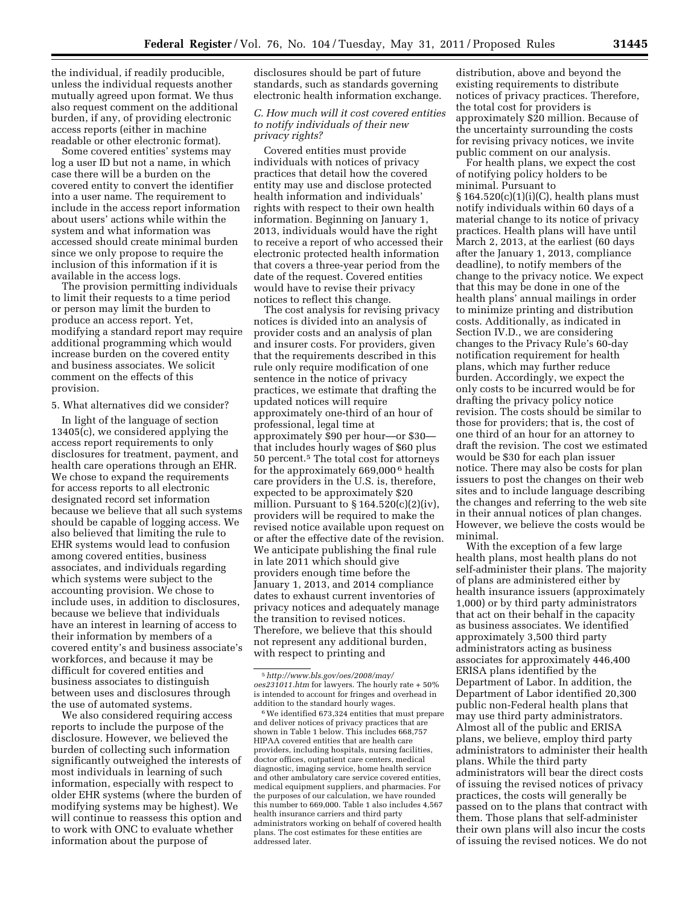the individual, if readily producible, unless the individual requests another mutually agreed upon format. We thus also request comment on the additional burden, if any, of providing electronic access reports (either in machine readable or other electronic format).

Some covered entities' systems may log a user ID but not a name, in which case there will be a burden on the covered entity to convert the identifier into a user name. The requirement to include in the access report information about users' actions while within the system and what information was accessed should create minimal burden since we only propose to require the inclusion of this information if it is available in the access logs.

The provision permitting individuals to limit their requests to a time period or person may limit the burden to produce an access report. Yet, modifying a standard report may require additional programming which would increase burden on the covered entity and business associates. We solicit comment on the effects of this provision.

5. What alternatives did we consider?

In light of the language of section 13405(c), we considered applying the access report requirements to only disclosures for treatment, payment, and health care operations through an EHR. We chose to expand the requirements for access reports to all electronic designated record set information because we believe that all such systems should be capable of logging access. We also believed that limiting the rule to EHR systems would lead to confusion among covered entities, business associates, and individuals regarding which systems were subject to the accounting provision. We chose to include uses, in addition to disclosures, because we believe that individuals have an interest in learning of access to their information by members of a covered entity's and business associate's workforces, and because it may be difficult for covered entities and business associates to distinguish between uses and disclosures through the use of automated systems.

We also considered requiring access reports to include the purpose of the disclosure. However, we believed the burden of collecting such information significantly outweighed the interests of most individuals in learning of such information, especially with respect to older EHR systems (where the burden of modifying systems may be highest). We will continue to reassess this option and to work with ONC to evaluate whether information about the purpose of disclosures should be part of future standards, such as standards governing electronic health information exchange.

### *C. How much will it cost covered entities to notify individuals of their new privacy rights?*

Covered entities must provide individuals with notices of privacy practices that detail how the covered entity may use and disclose protected health information and individuals' rights with respect to their own health information. Beginning on January 1, 2013, individuals would have the right to receive a report of who accessed their electronic protected health information that covers a three-year period from the date of the request. Covered entities would have to revise their privacy notices to reflect this change.

The cost analysis for revising privacy notices is divided into an analysis of provider costs and an analysis of plan and insurer costs. For providers, given that the requirements described in this rule only require modification of one sentence in the notice of privacy practices, we estimate that drafting the updated notices will require approximately one-third of an hour of professional, legal time at approximately $90 per hour—or $30—that includes hourly wages of $60 plus 50 percent.[5] The total cost for attorneys for the approximately 669,000[6] health care providers in the U.S. is, therefore, expected to be approximately $20 million. Pursuant to § 164.520(c)(2)(iv), providers will be required to make the revised notice available upon request on or after the effective date of the revision. We anticipate publishing the final rule in late 2011 which should give providers enough time before the January 1, 2013, and 2014 compliance dates to exhaust current inventories of privacy notices and adequately manage the transition to revised notices. Therefore, we believe that this should not represent any additional burden, with respect to printing and distribution, above and beyond the existing requirements to distribute notices of privacy practices. Therefore, the total cost for providers is approximately $20 million. Because of the uncertainty surrounding the costs for revising privacy notices, we invite public comment on our analysis.

For health plans, we expect the cost of notifying policy holders to be minimal. Pursuant to § 164.520(c)(1)(i)(C), health plans must notify individuals within 60 days of a material change to its notice of privacy practices. Health plans will have until March 2, 2013, at the earliest (60 days after the January 1, 2013, compliance deadline), to notify members of the change to the privacy notice. We expect that this may be done in one of the health plans' annual mailings in order to minimize printing and distribution costs. Additionally, as indicated in Section IV.D., we are considering changes to the Privacy Rule's 60-day notification requirement for health plans, which may further reduce burden. Accordingly, we expect the only costs to be incurred would be for drafting the privacy policy notice revision. The costs should be similar to those for providers; that is, the cost of one third of an hour for an attorney to draft the revision. The cost we estimated would be $30 for each plan issuer notice. There may also be costs for plan issuers to post the changes on their web sites and to include language describing the changes and referring to the web site in their annual notices of plan changes. However, we believe the costs would be minimal.

With the exception of a few large health plans, most health plans do not self-administer their plans. The majority of plans are administered either by health insurance issuers (approximately 1,000) or by third party administrators that act on their behalf in the capacity as business associates. We identified approximately 3,500 third party administrators acting as business associates for approximately 446,400 ERISA plans identified by the Department of Labor. In addition, the Department of Labor identified 20,300 public non-Federal health plans that may use third party administrators. Almost all of the public and ERISA plans, we believe, employ third party administrators to administer their health plans. While the third party administrators will bear the direct costs of issuing the revised notices of privacy practices, the costs will generally be passed on to the plans that contract with them. Those plans that self-administer their own plans will also incur the costs of issuing the revised notices. We do not

---

[5] *http://www.bls.gov/oes/2008/may/oes231011.htm* for lawyers. The hourly rate + 50% is intended to account for fringes and overhead in addition to the standard hourly wages.

[6] We identified 673,324 entities that must prepare and deliver notices of privacy practices that are shown in Table 1 below. This includes 668,757 HIPAA covered entities that are health care providers, including hospitals, nursing facilities, doctor offices, outpatient care centers, medical diagnostic, imaging service, home health service and other ambulatory care service covered entities, medical equipment suppliers, and pharmacies. For the purposes of our calculation, we have rounded this number to 669,000. Table 1 also includes 4,567 health insurance carriers and third party administrators working on behalf of covered health plans. The cost estimates for these entities are addressed later.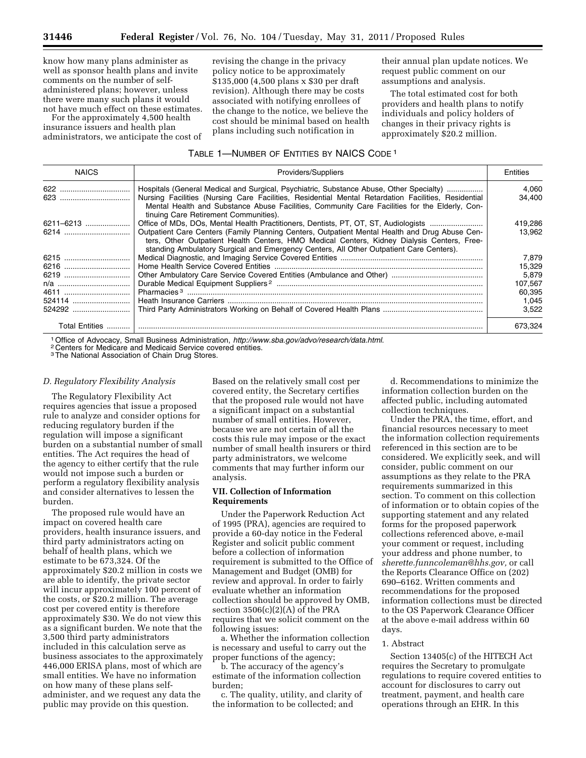know how many plans administer as well as sponsor health plans and invite comments on the number of self-administered plans; however, unless there were many such plans it would not have much effect on these estimates.

For the approximately 4,500 health insurance issuers and health plan administrators, we anticipate the cost of revising the change in the privacy policy notice to be approximately $135,000 (4,500 plans x $30 per draft revision). Although there may be costs associated with notifying enrollees of the change to the notice, we believe the cost should be minimal based on health plans including such notification in their annual plan update notices. We request public comment on our assumptions and analysis.

The total estimated cost for both providers and health plans to notify individuals and policy holders of changes in their privacy rights is approximately $20.2 million.

TABLE 1—NUMBER OF ENTITIES BY NAICS CODE [1]

| NAICS | Providers/Suppliers | Entities |
|---|---|---|
| 622 | Hospitals (General Medical and Surgical, Psychiatric, Substance Abuse, Other Specialty) | 4,060 |
| 623 | Nursing Facilities (Nursing Care Facilities, Residential Mental Retardation Facilities, Residential Mental Health and Substance Abuse Facilities, Community Care Facilities for the Elderly, Continuing Care Retirement Communities). | 34,400 |
| 6211–6213 | Office of MDs, DOs, Mental Health Practitioners, Dentists, PT, OT, ST, Audiologists | 419,286 |
| 6214 | Outpatient Care Centers (Family Planning Centers, Outpatient Mental Health and Drug Abuse Centers, Other Outpatient Health Centers, HMO Medical Centers, Kidney Dialysis Centers, Freestanding Ambulatory Surgical and Emergency Centers, All Other Outpatient Care Centers). | 13,962 |
| 6215 | Medical Diagnostic, and Imaging Service Covered Entities | 7,879 |
| 6216 | Home Health Service Covered Entities | 15,329 |
| 6219 | Other Ambulatory Care Service Covered Entities (Ambulance and Other) | 5,879 |
| n/a | Durable Medical Equipment Suppliers [2] | 107,567 |
| 4611 | Pharmacies [3] | 60,395 |
| 524114 | Heath Insurance Carriers | 1,045 |
| 524292 | Third Party Administrators Working on Behalf of Covered Health Plans | 3,522 |
| Total Entities | | 673,324 |

[1] Office of Advocacy, Small Business Administration, *http://www.sba.gov/advo/research/data.html.*
[2] Centers for Medicare and Medicaid Service covered entities.
[3] The National Association of Chain Drug Stores.

### *D. Regulatory Flexibility Analysis*

The Regulatory Flexibility Act requires agencies that issue a proposed rule to analyze and consider options for reducing regulatory burden if the regulation will impose a significant burden on a substantial number of small entities. The Act requires the head of the agency to either certify that the rule would not impose such a burden or perform a regulatory flexibility analysis and consider alternatives to lessen the burden.

The proposed rule would have an impact on covered health care providers, health insurance issuers, and third party administrators acting on behalf of health plans, which we estimate to be 673,324. Of the approximately $20.2 million in costs we are able to identify, the private sector will incur approximately 100 percent of the costs, or $20.2 million. The average cost per covered entity is therefore approximately $30. We do not view this as a significant burden. We note that the 3,500 third party administrators included in this calculation serve as business associates to the approximately 446,000 ERISA plans, most of which are small entities. We have no information on how many of these plans self-administer, and we request any data the public may provide on this question. Based on the relatively small cost per covered entity, the Secretary certifies that the proposed rule would not have a significant impact on a substantial number of small entities. However, because we are not certain of all the costs this rule may impose or the exact number of small health insurers or third party administrators, we welcome comments that may further inform our analysis.

## VII. Collection of Information Requirements

Under the Paperwork Reduction Act of 1995 (PRA), agencies are required to provide a 60-day notice in the Federal Register and solicit public comment before a collection of information requirement is submitted to the Office of Management and Budget (OMB) for review and approval. In order to fairly evaluate whether an information collection should be approved by OMB, section 3506(c)(2)(A) of the PRA requires that we solicit comment on the following issues:

a. Whether the information collection is necessary and useful to carry out the proper functions of the agency;

b. The accuracy of the agency's estimate of the information collection burden;

c. The quality, utility, and clarity of the information to be collected; and

d. Recommendations to minimize the information collection burden on the affected public, including automated collection techniques.

Under the PRA, the time, effort, and financial resources necessary to meet the information collection requirements referenced in this section are to be considered. We explicitly seek, and will consider, public comment on our assumptions as they relate to the PRA requirements summarized in this section. To comment on this collection of information or to obtain copies of the supporting statement and any related forms for the proposed paperwork collections referenced above, e-mail your comment or request, including your address and phone number, to *sherette.funncoleman@hhs.gov,* or call the Reports Clearance Office on (202) 690–6162. Written comments and recommendations for the proposed information collections must be directed to the OS Paperwork Clearance Officer at the above e-mail address within 60 days.

### 1. Abstract

Section 13405(c) of the HITECH Act requires the Secretary to promulgate regulations to require covered entities to account for disclosures to carry out treatment, payment, and health care operations through an EHR. In this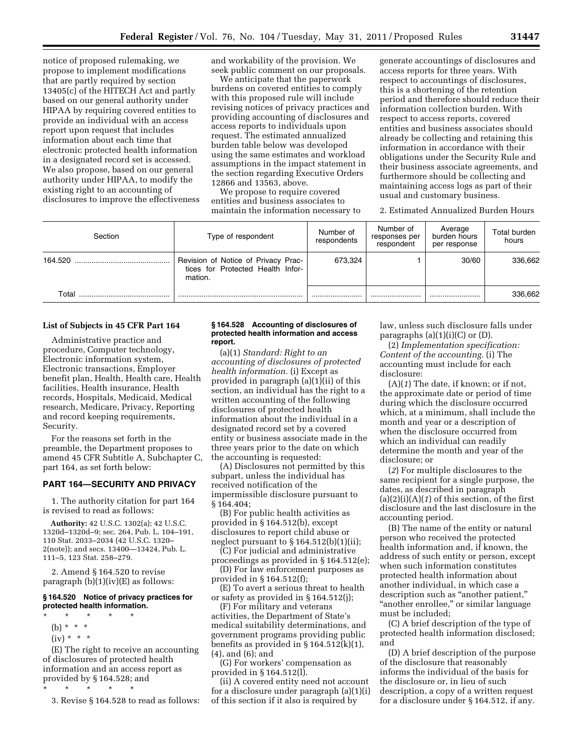notice of proposed rulemaking, we propose to implement modifications that are partly required by section 13405(c) of the HITECH Act and partly based on our general authority under HIPAA by requiring covered entities to provide an individual with an access report upon request that includes information about each time that electronic protected health information in a designated record set is accessed. We also propose, based on our general authority under HIPAA, to modify the existing right to an accounting of disclosures to improve the effectiveness and workability of the provision. We seek public comment on our proposals.

We anticipate that the paperwork burdens on covered entities to comply with this proposed rule will include revising notices of privacy practices and providing accounting of disclosures and access reports to individuals upon request. The estimated annualized burden table below was developed using the same estimates and workload assumptions in the impact statement in the section regarding Executive Orders 12866 and 13563, above.

We propose to require covered entities and business associates to maintain the information necessary to generate accountings of disclosures and access reports for three years. With respect to accountings of disclosures, this is a shortening of the retention period and therefore should reduce their information collection burden. With respect to access reports, covered entities and business associates should already be collecting and retaining this information in accordance with their obligations under the Security Rule and their business associate agreements, and furthermore should be collecting and maintaining access logs as part of their usual and customary business.

2. Estimated Annualized Burden Hours

| Section | Type of respondent | Number of respondents | Number of responses per respondent | Average burden hours per response | Total burden hours |
|---|---|---|---|---|---|
| 164.520 | Revision of Notice of Privacy Practices for Protected Health Information. | 673,324 | 1 | 30/60 | 336,662 |
| Total | | | | | 336,662 |

**List of Subjects in 45 CFR Part 164**

Administrative practice and procedure, Computer technology, Electronic information system, Electronic transactions, Employer benefit plan, Health, Health care, Health facilities, Health insurance, Health records, Hospitals, Medicaid, Medical research, Medicare, Privacy, Reporting and record keeping requirements, Security.

For the reasons set forth in the preamble, the Department proposes to amend 45 CFR Subtitle A, Subchapter C, part 164, as set forth below:

**PART 164—SECURITY AND PRIVACY**

1. The authority citation for part 164 is revised to read as follows:

**Authority:** 42 U.S.C. 1302(a); 42 U.S.C. 1320d–1320d–9; sec. 264, Pub. L. 104–191, 110 Stat. 2033–2034 (42 U.S.C. 1320–2(note)); and secs. 13400—13424, Pub. L. 111–5, 123 Stat. 258–279.

2. Amend § 164.520 to revise paragraph (b)(1)(iv)(E) as follows:

**§ 164.520 Notice of privacy practices for protected health information.**

\* \* \* \* \*

(b) \* \* \*

(iv) \* \* \*

(E) The right to receive an accounting of disclosures of protected health information and an access report as provided by § 164.528; and

\* \* \* \* \*

3. Revise § 164.528 to read as follows:

**§ 164.528 Accounting of disclosures of protected health information and access report.**

(a)(1) *Standard: Right to an accounting of disclosures of protected health information.* (i) Except as provided in paragraph (a)(1)(ii) of this section, an individual has the right to a written accounting of the following disclosures of protected health information about the individual in a designated record set by a covered entity or business associate made in the three years prior to the date on which the accounting is requested:

(A) Disclosures not permitted by this subpart, unless the individual has received notification of the impermissible disclosure pursuant to § 164.404;

(B) For public health activities as provided in § 164.512(b), except disclosures to report child abuse or neglect pursuant to § 164.512(b)(1)(ii);

(C) For judicial and administrative proceedings as provided in § 164.512(e);

(D) For law enforcement purposes as provided in § 164.512(f);

(E) To avert a serious threat to health or safety as provided in § 164.512(j);

(F) For military and veterans activities, the Department of State's medical suitability determinations, and government programs providing public benefits as provided in § 164.512(k)(1), (4), and (6); and

(G) For workers' compensation as provided in § 164.512(l).

(ii) A covered entity need not account for a disclosure under paragraph (a)(1)(i) of this section if it also is required by law, unless such disclosure falls under paragraphs (a)(1)(i)(C) or (D).

(2) *Implementation specification: Content of the accounting.* (i) The accounting must include for each disclosure:

(A)(*1*) The date, if known; or if not, the approximate date or period of time during which the disclosure occurred which, at a minimum, shall include the month and year or a description of when the disclosure occurred from which an individual can readily determine the month and year of the disclosure; or

(*2*) For multiple disclosures to the same recipient for a single purpose, the dates, as described in paragraph (a)(2)(i)(A)(*1*) of this section, of the first disclosure and the last disclosure in the accounting period.

(B) The name of the entity or natural person who received the protected health information and, if known, the address of such entity or person, except when such information constitutes protected health information about another individual, in which case a description such as "another patient," "another enrollee," or similar language must be included;

(C) A brief description of the type of protected health information disclosed; and

(D) A brief description of the purpose of the disclosure that reasonably informs the individual of the basis for the disclosure or, in lieu of such description, a copy of a written request for a disclosure under § 164.512, if any.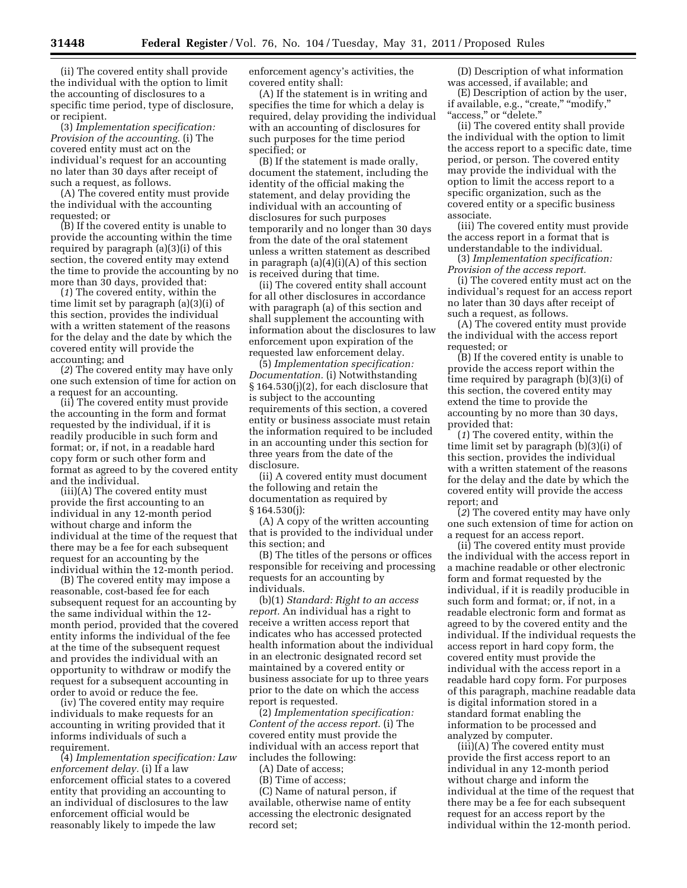(ii) The covered entity shall provide the individual with the option to limit the accounting of disclosures to a specific time period, type of disclosure, or recipient.

(3) *Implementation specification: Provision of the accounting.* (i) The covered entity must act on the individual's request for an accounting no later than 30 days after receipt of such a request, as follows.

(A) The covered entity must provide the individual with the accounting requested; or

(B) If the covered entity is unable to provide the accounting within the time required by paragraph (a)(3)(i) of this section, the covered entity may extend the time to provide the accounting by no more than 30 days, provided that:

(*1*) The covered entity, within the time limit set by paragraph (a)(3)(i) of this section, provides the individual with a written statement of the reasons for the delay and the date by which the covered entity will provide the accounting; and

(*2*) The covered entity may have only one such extension of time for action on a request for an accounting.

(ii) The covered entity must provide the accounting in the form and format requested by the individual, if it is readily producible in such form and format; or, if not, in a readable hard copy form or such other form and format as agreed to by the covered entity and the individual.

(iii)(A) The covered entity must provide the first accounting to an individual in any 12-month period without charge and inform the individual at the time of the request that there may be a fee for each subsequent request for an accounting by the individual within the 12-month period.

(B) The covered entity may impose a reasonable, cost-based fee for each subsequent request for an accounting by the same individual within the 12-month period, provided that the covered entity informs the individual of the fee at the time of the subsequent request and provides the individual with an opportunity to withdraw or modify the request for a subsequent accounting in order to avoid or reduce the fee.

(iv) The covered entity may require individuals to make requests for an accounting in writing provided that it informs individuals of such a requirement.

(4) *Implementation specification: Law enforcement delay.* (i) If a law enforcement official states to a covered entity that providing an accounting to an individual of disclosures to the law enforcement official would be reasonably likely to impede the law enforcement agency's activities, the covered entity shall:

(A) If the statement is in writing and specifies the time for which a delay is required, delay providing the individual with an accounting of disclosures for such purposes for the time period specified; or

(B) If the statement is made orally, document the statement, including the identity of the official making the statement, and delay providing the individual with an accounting of disclosures for such purposes temporarily and no longer than 30 days from the date of the oral statement unless a written statement as described in paragraph (a)(4)(i)(A) of this section is received during that time.

(ii) The covered entity shall account for all other disclosures in accordance with paragraph (a) of this section and shall supplement the accounting with information about the disclosures to law enforcement upon expiration of the requested law enforcement delay.

(5) *Implementation specification: Documentation.* (i) Notwithstanding § 164.530(j)(2), for each disclosure that is subject to the accounting requirements of this section, a covered entity or business associate must retain the information required to be included in an accounting under this section for three years from the date of the disclosure.

(ii) A covered entity must document the following and retain the documentation as required by § 164.530(j):

(A) A copy of the written accounting that is provided to the individual under this section; and

(B) The titles of the persons or offices responsible for receiving and processing requests for an accounting by individuals.

(b)(1) *Standard: Right to an access report.* An individual has a right to receive a written access report that indicates who has accessed protected health information about the individual in an electronic designated record set maintained by a covered entity or business associate for up to three years prior to the date on which the access report is requested.

(2) *Implementation specification: Content of the access report.* (i) The covered entity must provide the individual with an access report that includes the following:

(A) Date of access;

(B) Time of access;

(C) Name of natural person, if available, otherwise name of entity accessing the electronic designated record set;

(D) Description of what information was accessed, if available; and

(E) Description of action by the user, if available, e.g., "create," "modify," "access," or "delete."

(ii) The covered entity shall provide the individual with the option to limit the access report to a specific date, time period, or person. The covered entity may provide the individual with the option to limit the access report to a specific organization, such as the covered entity or a specific business associate.

(iii) The covered entity must provide the access report in a format that is understandable to the individual.

(3) *Implementation specification: Provision of the access report.*

(i) The covered entity must act on the individual's request for an access report no later than 30 days after receipt of such a request, as follows.

(A) The covered entity must provide the individual with the access report requested; or

(B) If the covered entity is unable to provide the access report within the time required by paragraph (b)(3)(i) of this section, the covered entity may extend the time to provide the accounting by no more than 30 days, provided that:

(*1*) The covered entity, within the time limit set by paragraph (b)(3)(i) of this section, provides the individual with a written statement of the reasons for the delay and the date by which the covered entity will provide the access report; and

(*2*) The covered entity may have only one such extension of time for action on a request for an access report.

(ii) The covered entity must provide the individual with the access report in a machine readable or other electronic form and format requested by the individual, if it is readily producible in such form and format; or, if not, in a readable electronic form and format as agreed to by the covered entity and the individual. If the individual requests the access report in hard copy form, the covered entity must provide the individual with the access report in a readable hard copy form. For purposes of this paragraph, machine readable data is digital information stored in a standard format enabling the information to be processed and analyzed by computer.

(iii)(A) The covered entity must provide the first access report to an individual in any 12-month period without charge and inform the individual at the time of the request that there may be a fee for each subsequent request for an access report by the individual within the 12-month period.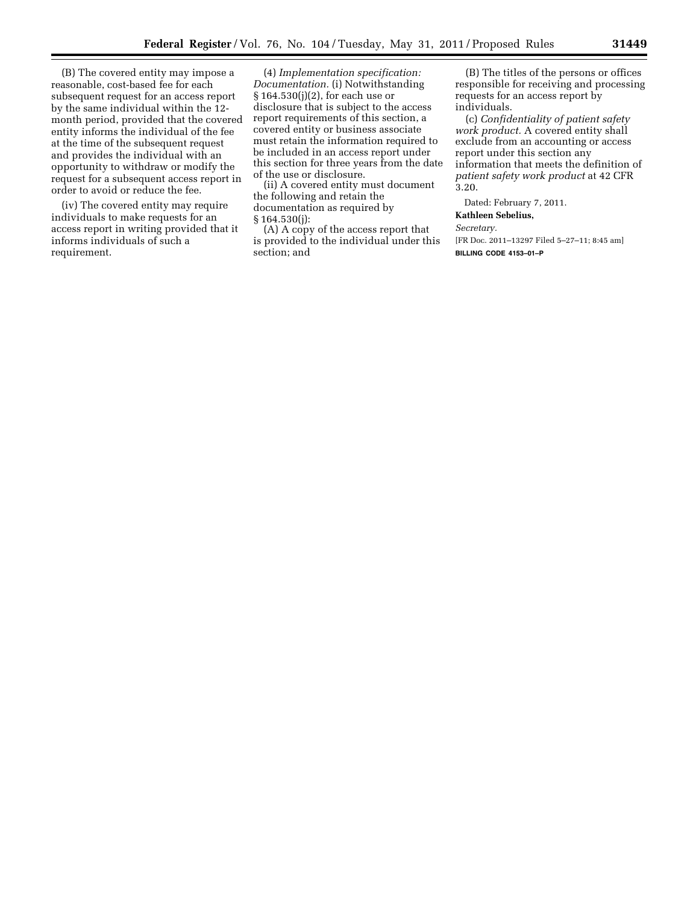(B) The covered entity may impose a reasonable, cost-based fee for each subsequent request for an access report by the same individual within the 12-month period, provided that the covered entity informs the individual of the fee at the time of the subsequent request and provides the individual with an opportunity to withdraw or modify the request for a subsequent access report in order to avoid or reduce the fee.

(iv) The covered entity may require individuals to make requests for an access report in writing provided that it informs individuals of such a requirement.

(4) *Implementation specification: Documentation.* (i) Notwithstanding § 164.530(j)(2), for each use or disclosure that is subject to the access report requirements of this section, a covered entity or business associate must retain the information required to be included in an access report under this section for three years from the date of the use or disclosure.

(ii) A covered entity must document the following and retain the documentation as required by § 164.530(j):

(A) A copy of the access report that is provided to the individual under this section; and

(B) The titles of the persons or offices responsible for receiving and processing requests for an access report by individuals.

(c) *Confidentiality of patient safety work product.* A covered entity shall exclude from an accounting or access report under this section any information that meets the definition of *patient safety work product* at 42 CFR 3.20.

Dated: February 7, 2011.

**Kathleen Sebelius,**

*Secretary.*

[FR Doc. 2011–13297 Filed 5–27–11; 8:45 am]

**BILLING CODE 4153–01–P**